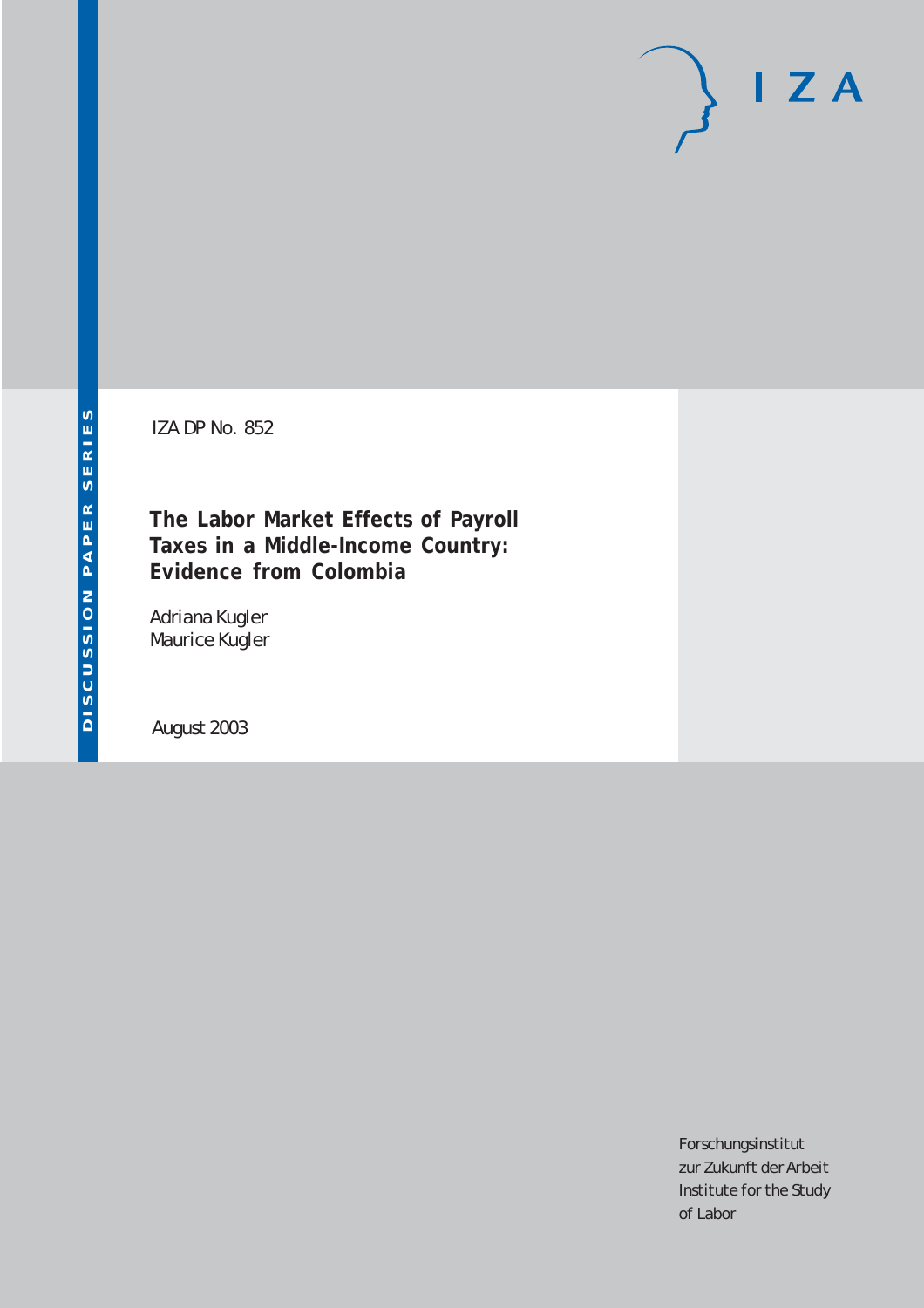DISCUSSION PAPER SERIES

IZA DP No. 852

# The Labor Market Effects of Payroll Taxes in a Middle-Income Country: Evidence from Colombia

Adriana Kugler
Maurice Kugler

August 2003

Forschungsinstitut
zur Zukunft der Arbeit
Institute for the Study
of Labor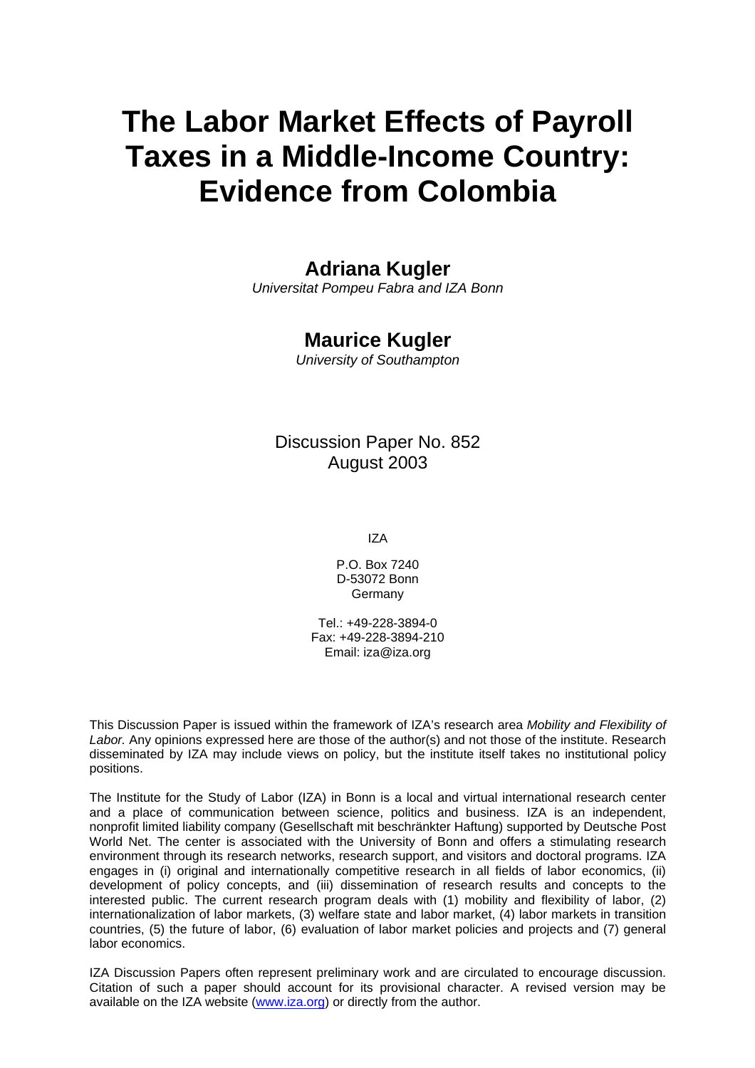# The Labor Market Effects of Payroll Taxes in a Middle-Income Country: Evidence from Colombia

## Adriana Kugler

*Universitat Pompeu Fabra and IZA Bonn*

## Maurice Kugler

*University of Southampton*

Discussion Paper No. 852
August 2003

IZA

P.O. Box 7240
D-53072 Bonn
Germany

Tel.: +49-228-3894-0
Fax: +49-228-3894-210
Email: iza@iza.org

This Discussion Paper is issued within the framework of IZA's research area *Mobility and Flexibility of Labor.* Any opinions expressed here are those of the author(s) and not those of the institute. Research disseminated by IZA may include views on policy, but the institute itself takes no institutional policy positions.

The Institute for the Study of Labor (IZA) in Bonn is a local and virtual international research center and a place of communication between science, politics and business. IZA is an independent, nonprofit limited liability company (Gesellschaft mit beschränkter Haftung) supported by Deutsche Post World Net. The center is associated with the University of Bonn and offers a stimulating research environment through its research networks, research support, and visitors and doctoral programs. IZA engages in (i) original and internationally competitive research in all fields of labor economics, (ii) development of policy concepts, and (iii) dissemination of research results and concepts to the interested public. The current research program deals with (1) mobility and flexibility of labor, (2) internationalization of labor markets, (3) welfare state and labor market, (4) labor markets in transition countries, (5) the future of labor, (6) evaluation of labor market policies and projects and (7) general labor economics.

IZA Discussion Papers often represent preliminary work and are circulated to encourage discussion. Citation of such a paper should account for its provisional character. A revised version may be available on the IZA website (www.iza.org) or directly from the author.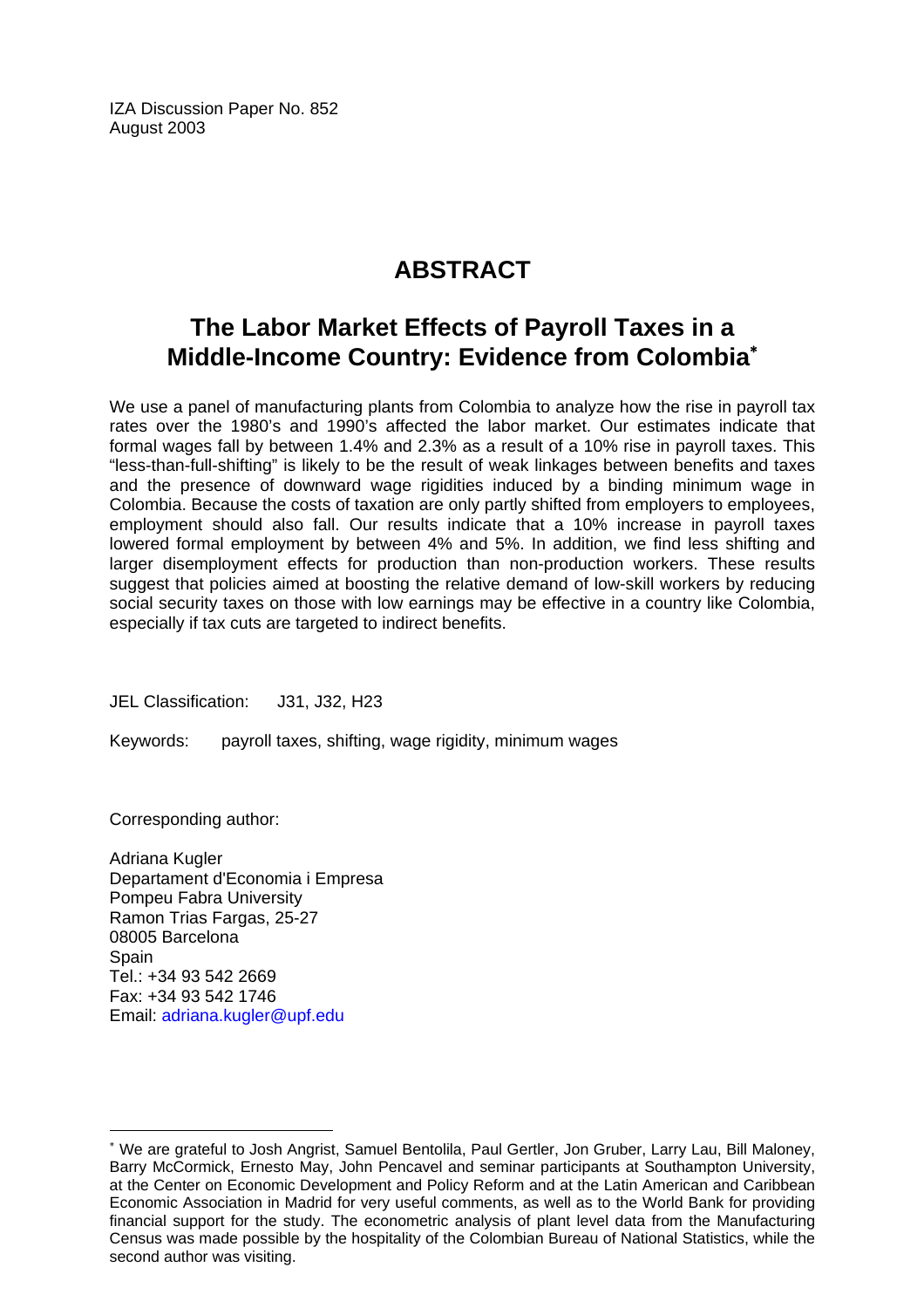IZA Discussion Paper No. 852
August 2003

# ABSTRACT

## The Labor Market Effects of Payroll Taxes in a Middle-Income Country: Evidence from Colombia*

We use a panel of manufacturing plants from Colombia to analyze how the rise in payroll tax rates over the 1980's and 1990's affected the labor market. Our estimates indicate that formal wages fall by between 1.4% and 2.3% as a result of a 10% rise in payroll taxes. This "less-than-full-shifting" is likely to be the result of weak linkages between benefits and taxes and the presence of downward wage rigidities induced by a binding minimum wage in Colombia. Because the costs of taxation are only partly shifted from employers to employees, employment should also fall. Our results indicate that a 10% increase in payroll taxes lowered formal employment by between 4% and 5%. In addition, we find less shifting and larger disemployment effects for production than non-production workers. These results suggest that policies aimed at boosting the relative demand of low-skill workers by reducing social security taxes on those with low earnings may be effective in a country like Colombia, especially if tax cuts are targeted to indirect benefits.

JEL Classification: J31, J32, H23

Keywords: payroll taxes, shifting, wage rigidity, minimum wages

Corresponding author:

Adriana Kugler
Departament d'Economia i Empresa
Pompeu Fabra University
Ramon Trias Fargas, 25-27
08005 Barcelona
Spain
Tel.: +34 93 542 2669
Fax: +34 93 542 1746
Email: adriana.kugler@upf.edu

---

* We are grateful to Josh Angrist, Samuel Bentolila, Paul Gertler, Jon Gruber, Larry Lau, Bill Maloney, Barry McCormick, Ernesto May, John Pencavel and seminar participants at Southampton University, at the Center on Economic Development and Policy Reform and at the Latin American and Caribbean Economic Association in Madrid for very useful comments, as well as to the World Bank for providing financial support for the study. The econometric analysis of plant level data from the Manufacturing Census was made possible by the hospitality of the Colombian Bureau of National Statistics, while the second author was visiting.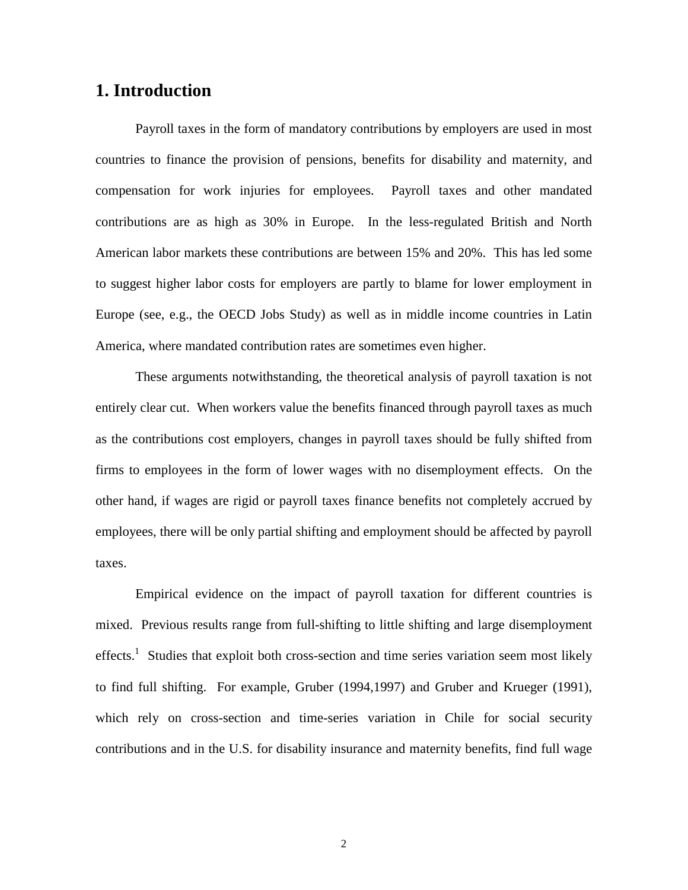## 1. Introduction

Payroll taxes in the form of mandatory contributions by employers are used in most countries to finance the provision of pensions, benefits for disability and maternity, and compensation for work injuries for employees. Payroll taxes and other mandated contributions are as high as 30% in Europe. In the less-regulated British and North American labor markets these contributions are between 15% and 20%. This has led some to suggest higher labor costs for employers are partly to blame for lower employment in Europe (see, e.g., the OECD Jobs Study) as well as in middle income countries in Latin America, where mandated contribution rates are sometimes even higher.

These arguments notwithstanding, the theoretical analysis of payroll taxation is not entirely clear cut. When workers value the benefits financed through payroll taxes as much as the contributions cost employers, changes in payroll taxes should be fully shifted from firms to employees in the form of lower wages with no disemployment effects. On the other hand, if wages are rigid or payroll taxes finance benefits not completely accrued by employees, there will be only partial shifting and employment should be affected by payroll taxes.

Empirical evidence on the impact of payroll taxation for different countries is mixed. Previous results range from full-shifting to little shifting and large disemployment effects.[1] Studies that exploit both cross-section and time series variation seem most likely to find full shifting. For example, Gruber (1994,1997) and Gruber and Krueger (1991), which rely on cross-section and time-series variation in Chile for social security contributions and in the U.S. for disability insurance and maternity benefits, find full wage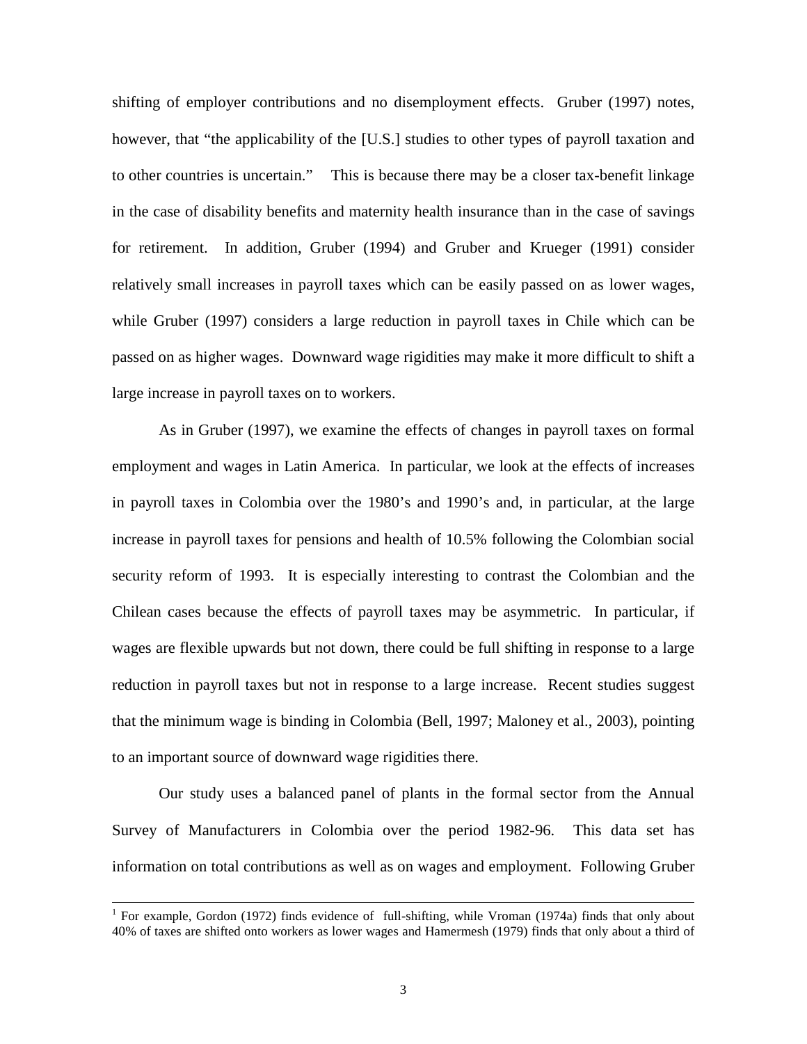shifting of employer contributions and no disemployment effects. Gruber (1997) notes, however, that "the applicability of the [U.S.] studies to other types of payroll taxation and to other countries is uncertain." This is because there may be a closer tax-benefit linkage in the case of disability benefits and maternity health insurance than in the case of savings for retirement. In addition, Gruber (1994) and Gruber and Krueger (1991) consider relatively small increases in payroll taxes which can be easily passed on as lower wages, while Gruber (1997) considers a large reduction in payroll taxes in Chile which can be passed on as higher wages. Downward wage rigidities may make it more difficult to shift a large increase in payroll taxes on to workers.

As in Gruber (1997), we examine the effects of changes in payroll taxes on formal employment and wages in Latin America. In particular, we look at the effects of increases in payroll taxes in Colombia over the 1980's and 1990's and, in particular, at the large increase in payroll taxes for pensions and health of 10.5% following the Colombian social security reform of 1993. It is especially interesting to contrast the Colombian and the Chilean cases because the effects of payroll taxes may be asymmetric. In particular, if wages are flexible upwards but not down, there could be full shifting in response to a large reduction in payroll taxes but not in response to a large increase. Recent studies suggest that the minimum wage is binding in Colombia (Bell, 1997; Maloney et al., 2003), pointing to an important source of downward wage rigidities there.

Our study uses a balanced panel of plants in the formal sector from the Annual Survey of Manufacturers in Colombia over the period 1982-96. This data set has information on total contributions as well as on wages and employment. Following Gruber

---

[1] For example, Gordon (1972) finds evidence of full-shifting, while Vroman (1974a) finds that only about 40% of taxes are shifted onto workers as lower wages and Hamermesh (1979) finds that only about a third of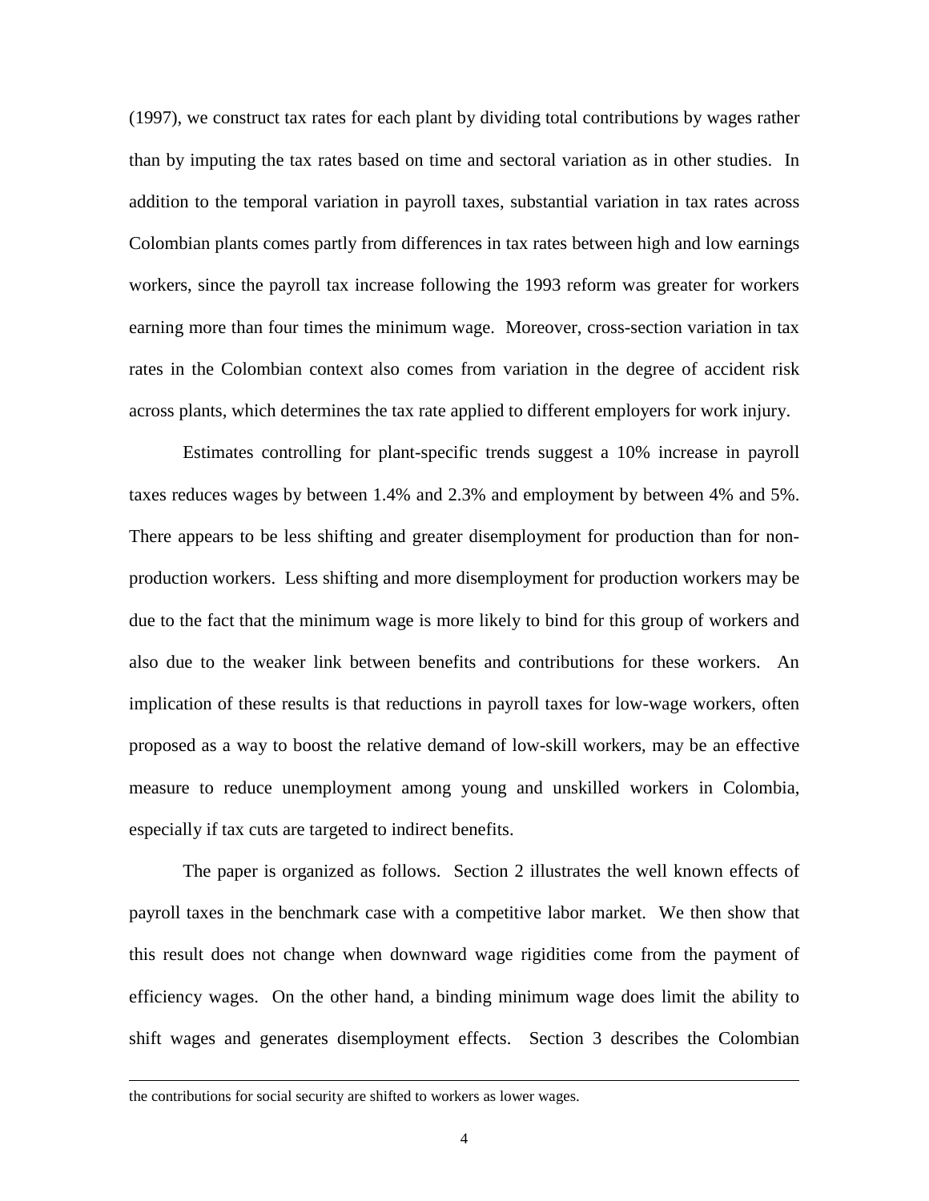(1997), we construct tax rates for each plant by dividing total contributions by wages rather than by imputing the tax rates based on time and sectoral variation as in other studies. In addition to the temporal variation in payroll taxes, substantial variation in tax rates across Colombian plants comes partly from differences in tax rates between high and low earnings workers, since the payroll tax increase following the 1993 reform was greater for workers earning more than four times the minimum wage. Moreover, cross-section variation in tax rates in the Colombian context also comes from variation in the degree of accident risk across plants, which determines the tax rate applied to different employers for work injury.

Estimates controlling for plant-specific trends suggest a 10% increase in payroll taxes reduces wages by between 1.4% and 2.3% and employment by between 4% and 5%. There appears to be less shifting and greater disemployment for production than for non-production workers. Less shifting and more disemployment for production workers may be due to the fact that the minimum wage is more likely to bind for this group of workers and also due to the weaker link between benefits and contributions for these workers. An implication of these results is that reductions in payroll taxes for low-wage workers, often proposed as a way to boost the relative demand of low-skill workers, may be an effective measure to reduce unemployment among young and unskilled workers in Colombia, especially if tax cuts are targeted to indirect benefits.

The paper is organized as follows. Section 2 illustrates the well known effects of payroll taxes in the benchmark case with a competitive labor market. We then show that this result does not change when downward wage rigidities come from the payment of efficiency wages. On the other hand, a binding minimum wage does limit the ability to shift wages and generates disemployment effects. Section 3 describes the Colombian

---

the contributions for social security are shifted to workers as lower wages.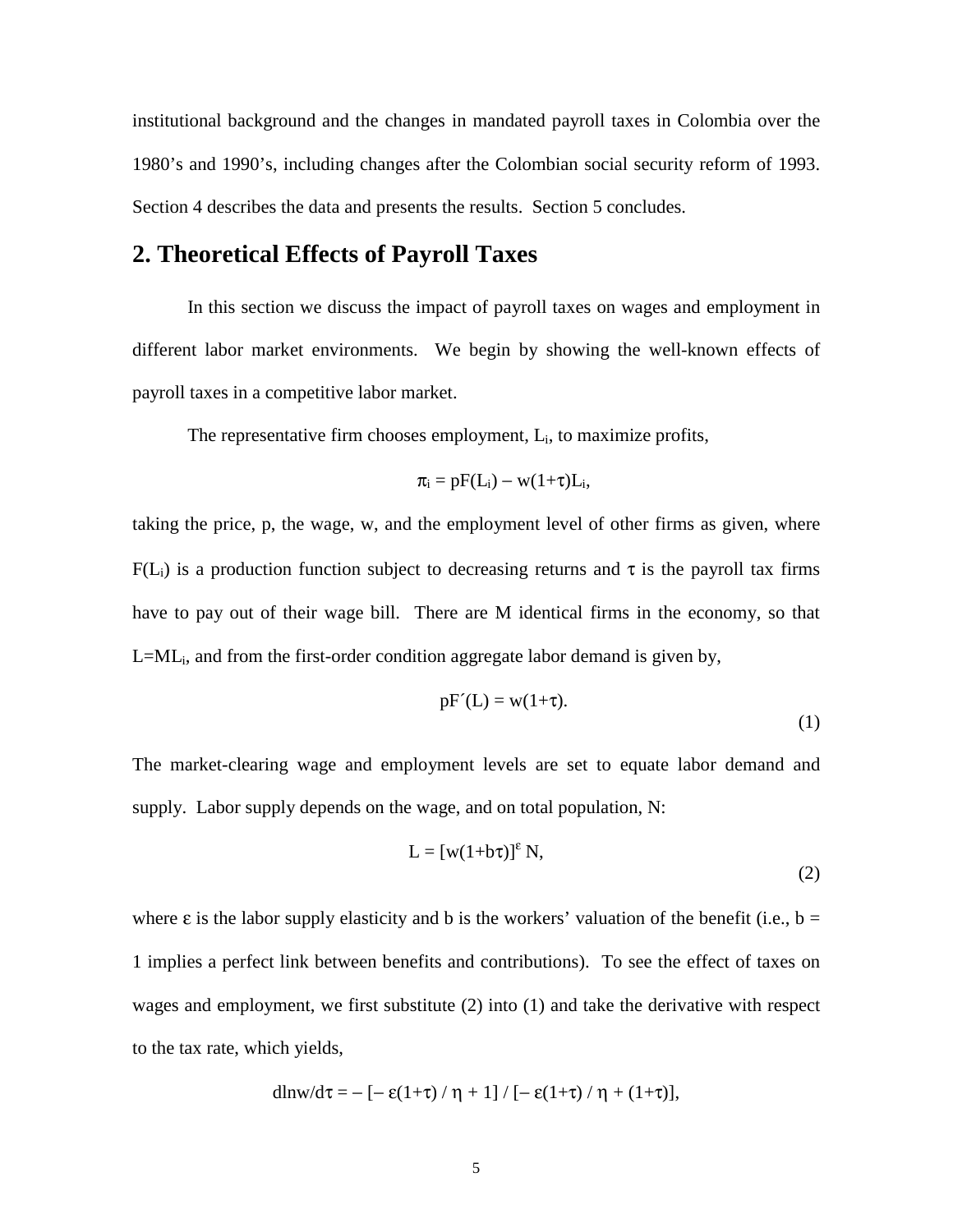institutional background and the changes in mandated payroll taxes in Colombia over the 1980's and 1990's, including changes after the Colombian social security reform of 1993. Section 4 describes the data and presents the results. Section 5 concludes.

## 2. Theoretical Effects of Payroll Taxes

In this section we discuss the impact of payroll taxes on wages and employment in different labor market environments. We begin by showing the well-known effects of payroll taxes in a competitive labor market.

The representative firm chooses employment, $L_i$, to maximize profits,

$$\pi_i = pF(L_i) - w(1+\tau)L_i,$$

taking the price, p, the wage, w, and the employment level of other firms as given, where $F(L_i)$ is a production function subject to decreasing returns and $\tau$ is the payroll tax firms have to pay out of their wage bill. There are M identical firms in the economy, so that $L=ML_i$, and from the first-order condition aggregate labor demand is given by,

$$pF'(L) = w(1+\tau). \tag{1}$$

The market-clearing wage and employment levels are set to equate labor demand and supply. Labor supply depends on the wage, and on total population, N:

$$L = [w(1+b\tau)]^{\varepsilon} N, \tag{2}$$

where $\varepsilon$ is the labor supply elasticity and b is the workers' valuation of the benefit (i.e., b = 1 implies a perfect link between benefits and contributions). To see the effect of taxes on wages and employment, we first substitute (2) into (1) and take the derivative with respect to the tax rate, which yields,

$$d\ln w/d\tau = -[-\varepsilon(1+\tau)/\eta + 1]/[-\varepsilon(1+\tau)/\eta + (1+\tau)],$$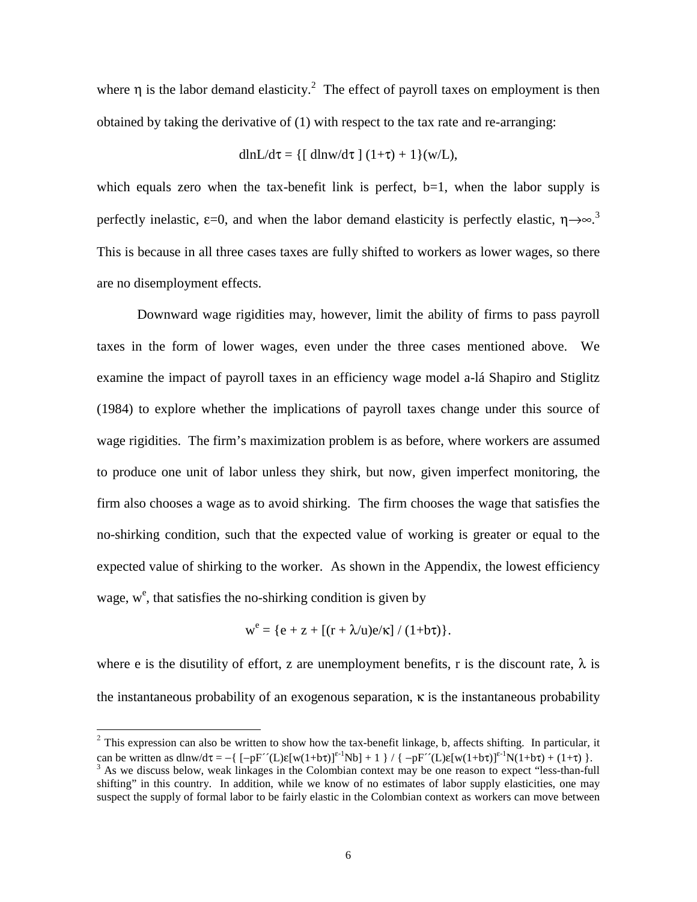where $\eta$ is the labor demand elasticity.[2] The effect of payroll taxes on employment is then obtained by taking the derivative of (1) with respect to the tax rate and re-arranging:

$$d\ln L/d\tau = \{[\, d\ln w/d\tau \,]\,(1+\tau) + 1\}(w/L),$$

which equals zero when the tax-benefit link is perfect, b=1, when the labor supply is perfectly inelastic, $\varepsilon$=0, and when the labor demand elasticity is perfectly elastic, $\eta \rightarrow \infty$.[3] This is because in all three cases taxes are fully shifted to workers as lower wages, so there are no disemployment effects.

Downward wage rigidities may, however, limit the ability of firms to pass payroll taxes in the form of lower wages, even under the three cases mentioned above. We examine the impact of payroll taxes in an efficiency wage model a-lá Shapiro and Stiglitz (1984) to explore whether the implications of payroll taxes change under this source of wage rigidities. The firm's maximization problem is as before, where workers are assumed to produce one unit of labor unless they shirk, but now, given imperfect monitoring, the firm also chooses a wage as to avoid shirking. The firm chooses the wage that satisfies the no-shirking condition, such that the expected value of working is greater or equal to the expected value of shirking to the worker. As shown in the Appendix, the lowest efficiency wage, $w^e$, that satisfies the no-shirking condition is given by

$$w^e = \{e + z + [(r + \lambda/u)e/\kappa] \,/\, (1+b\tau)\}.$$

where e is the disutility of effort, z are unemployment benefits, r is the discount rate, $\lambda$ is the instantaneous probability of an exogenous separation, $\kappa$ is the instantaneous probability

---

[2] This expression can also be written to show how the tax-benefit linkage, b, affects shifting. In particular, it can be written as $d\ln w/d\tau = -\{ [-pF''(L)\varepsilon[w(1+b\tau)]^{\varepsilon-1}Nb] + 1 \} / \{ -pF''(L)\varepsilon[w(1+b\tau)]^{\varepsilon-1}N(1+b\tau) + (1+\tau) \}$.

[3] As we discuss below, weak linkages in the Colombian context may be one reason to expect "less-than-full shifting" in this country. In addition, while we know of no estimates of labor supply elasticities, one may suspect the supply of formal labor to be fairly elastic in the Colombian context as workers can move between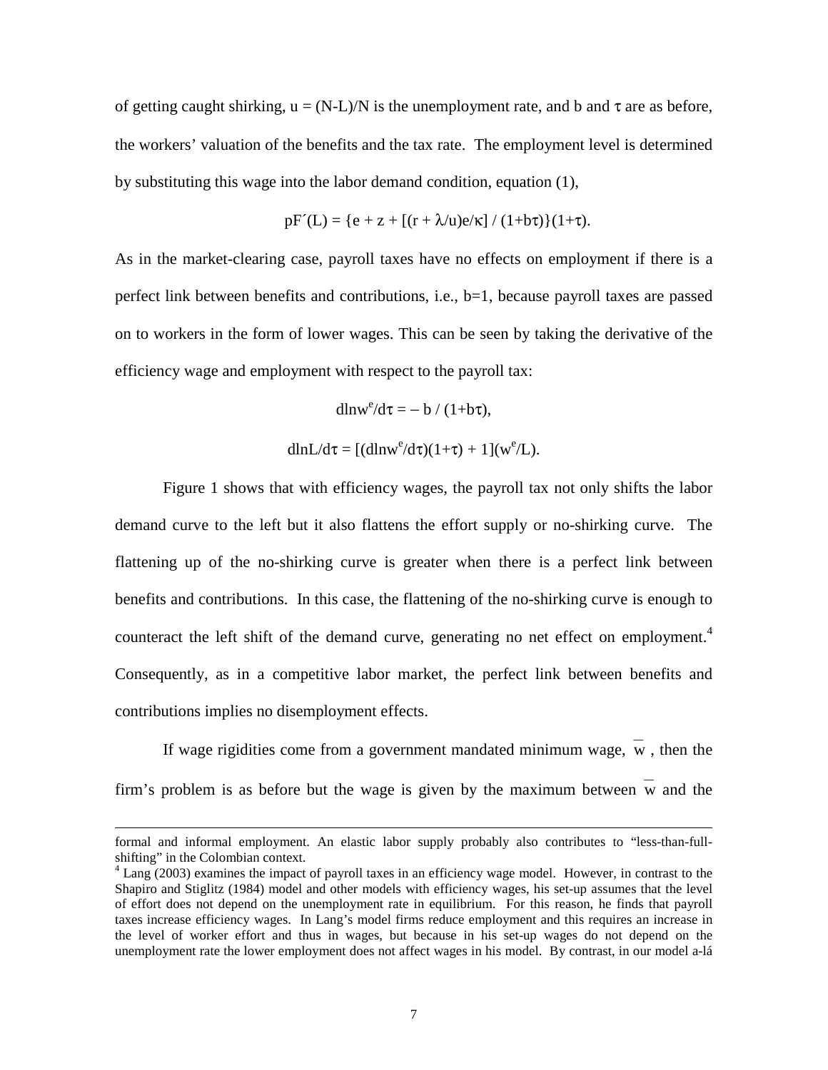of getting caught shirking, $u = (N-L)/N$ is the unemployment rate, and b and $\tau$ are as before, the workers' valuation of the benefits and the tax rate. The employment level is determined by substituting this wage into the labor demand condition, equation (1),

$$pF'(L) = \{e + z + [(r + \lambda/u)e/\kappa] / (1+b\tau)\}(1+\tau).$$

As in the market-clearing case, payroll taxes have no effects on employment if there is a perfect link between benefits and contributions, i.e., b=1, because payroll taxes are passed on to workers in the form of lower wages. This can be seen by taking the derivative of the efficiency wage and employment with respect to the payroll tax:

$$d\ln w^e/d\tau = -\,b / (1+b\tau),$$

$$d\ln L/d\tau = [(d\ln w^e/d\tau)(1+\tau) + 1](w^e/L).$$

Figure 1 shows that with efficiency wages, the payroll tax not only shifts the labor demand curve to the left but it also flattens the effort supply or no-shirking curve. The flattening up of the no-shirking curve is greater when there is a perfect link between benefits and contributions. In this case, the flattening of the no-shirking curve is enough to counteract the left shift of the demand curve, generating no net effect on employment.[4] Consequently, as in a competitive labor market, the perfect link between benefits and contributions implies no disemployment effects.

If wage rigidities come from a government mandated minimum wage, $\overline{w}$, then the firm's problem is as before but the wage is given by the maximum between $\overline{w}$ and the

---

formal and informal employment. An elastic labor supply probably also contributes to "less-than-full-shifting" in the Colombian context.

[4] Lang (2003) examines the impact of payroll taxes in an efficiency wage model. However, in contrast to the Shapiro and Stiglitz (1984) model and other models with efficiency wages, his set-up assumes that the level of effort does not depend on the unemployment rate in equilibrium. For this reason, he finds that payroll taxes increase efficiency wages. In Lang's model firms reduce employment and this requires an increase in the level of worker effort and thus in wages, but because in his set-up wages do not depend on the unemployment rate the lower employment does not affect wages in his model. By contrast, in our model a-lá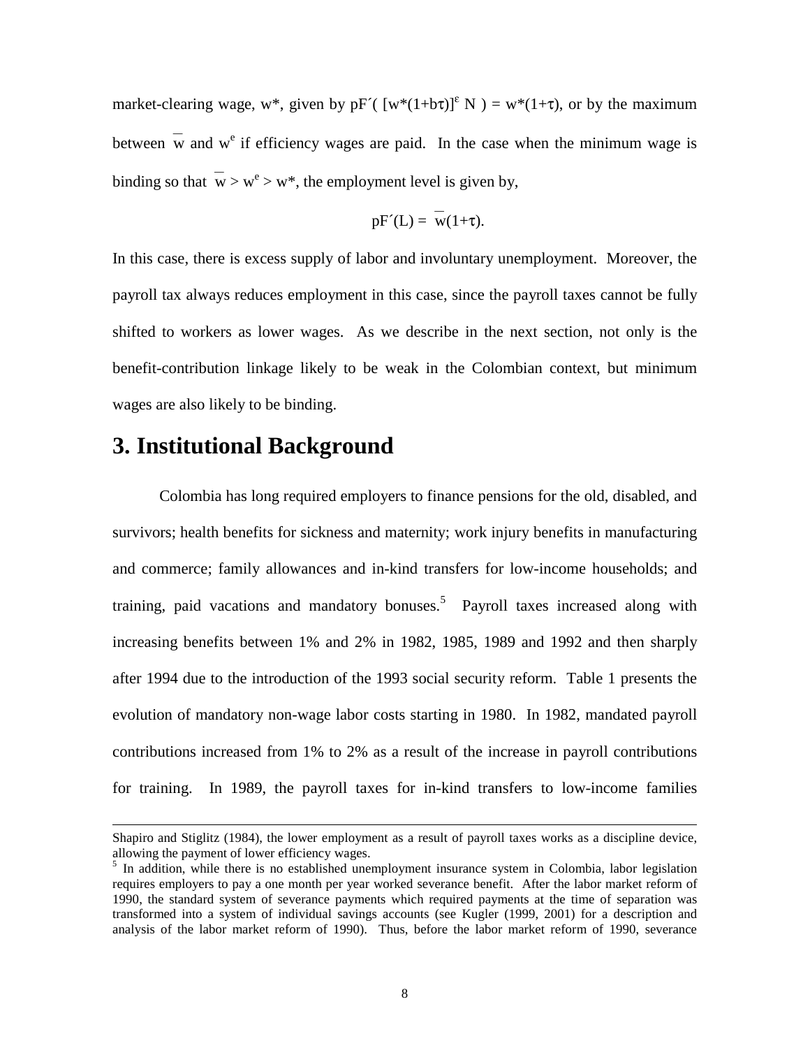market-clearing wage, $w^*$, given by $pF'([w^*(1+b\tau)]^{\varepsilon} N) = w^*(1+\tau)$, or by the maximum between $\bar{w}$ and $w^e$ if efficiency wages are paid. In the case when the minimum wage is binding so that $\bar{w} > w^e > w^*$, the employment level is given by,

$$pF'(L) = \bar{w}(1+\tau).$$

In this case, there is excess supply of labor and involuntary unemployment. Moreover, the payroll tax always reduces employment in this case, since the payroll taxes cannot be fully shifted to workers as lower wages. As we describe in the next section, not only is the benefit-contribution linkage likely to be weak in the Colombian context, but minimum wages are also likely to be binding.

# 3. Institutional Background

Colombia has long required employers to finance pensions for the old, disabled, and survivors; health benefits for sickness and maternity; work injury benefits in manufacturing and commerce; family allowances and in-kind transfers for low-income households; and training, paid vacations and mandatory bonuses.[5] Payroll taxes increased along with increasing benefits between 1% and 2% in 1982, 1985, 1989 and 1992 and then sharply after 1994 due to the introduction of the 1993 social security reform. Table 1 presents the evolution of mandatory non-wage labor costs starting in 1980. In 1982, mandated payroll contributions increased from 1% to 2% as a result of the increase in payroll contributions for training. In 1989, the payroll taxes for in-kind transfers to low-income families

---

Shapiro and Stiglitz (1984), the lower employment as a result of payroll taxes works as a discipline device, allowing the payment of lower efficiency wages.

[5] In addition, while there is no established unemployment insurance system in Colombia, labor legislation requires employers to pay a one month per year worked severance benefit. After the labor market reform of 1990, the standard system of severance payments which required payments at the time of separation was transformed into a system of individual savings accounts (see Kugler (1999, 2001) for a description and analysis of the labor market reform of 1990). Thus, before the labor market reform of 1990, severance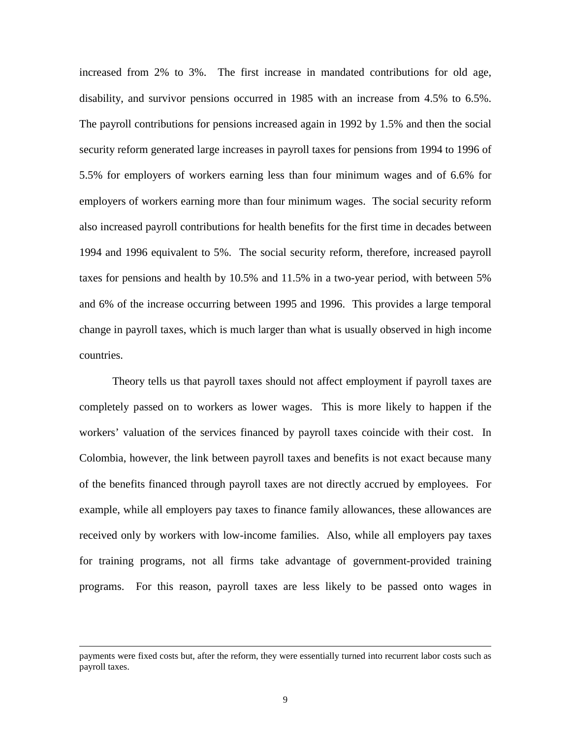increased from 2% to 3%. The first increase in mandated contributions for old age, disability, and survivor pensions occurred in 1985 with an increase from 4.5% to 6.5%. The payroll contributions for pensions increased again in 1992 by 1.5% and then the social security reform generated large increases in payroll taxes for pensions from 1994 to 1996 of 5.5% for employers of workers earning less than four minimum wages and of 6.6% for employers of workers earning more than four minimum wages. The social security reform also increased payroll contributions for health benefits for the first time in decades between 1994 and 1996 equivalent to 5%. The social security reform, therefore, increased payroll taxes for pensions and health by 10.5% and 11.5% in a two-year period, with between 5% and 6% of the increase occurring between 1995 and 1996. This provides a large temporal change in payroll taxes, which is much larger than what is usually observed in high income countries.

Theory tells us that payroll taxes should not affect employment if payroll taxes are completely passed on to workers as lower wages. This is more likely to happen if the workers' valuation of the services financed by payroll taxes coincide with their cost. In Colombia, however, the link between payroll taxes and benefits is not exact because many of the benefits financed through payroll taxes are not directly accrued by employees. For example, while all employers pay taxes to finance family allowances, these allowances are received only by workers with low-income families. Also, while all employers pay taxes for training programs, not all firms take advantage of government-provided training programs. For this reason, payroll taxes are less likely to be passed onto wages in

---

payments were fixed costs but, after the reform, they were essentially turned into recurrent labor costs such as payroll taxes.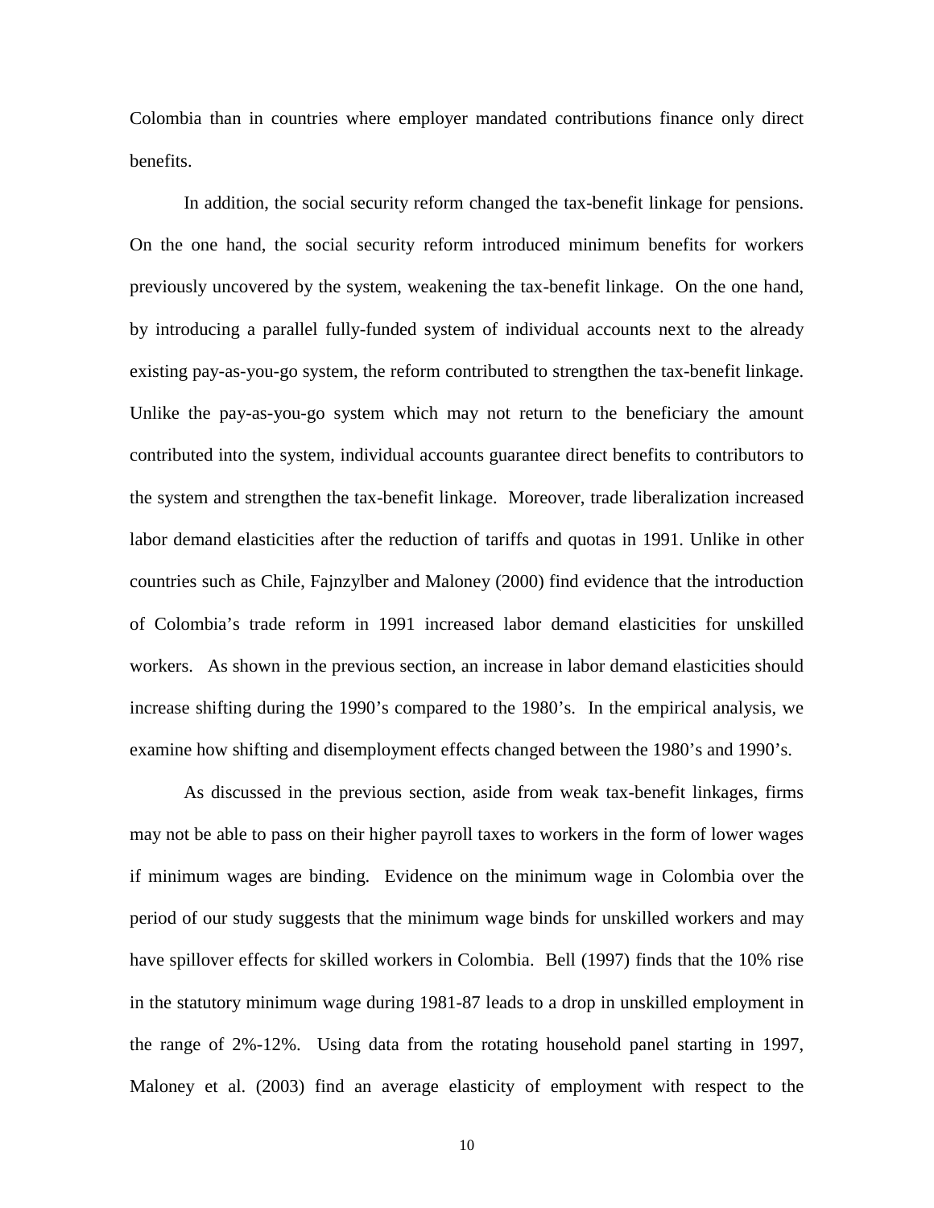Colombia than in countries where employer mandated contributions finance only direct benefits.

In addition, the social security reform changed the tax-benefit linkage for pensions. On the one hand, the social security reform introduced minimum benefits for workers previously uncovered by the system, weakening the tax-benefit linkage. On the one hand, by introducing a parallel fully-funded system of individual accounts next to the already existing pay-as-you-go system, the reform contributed to strengthen the tax-benefit linkage. Unlike the pay-as-you-go system which may not return to the beneficiary the amount contributed into the system, individual accounts guarantee direct benefits to contributors to the system and strengthen the tax-benefit linkage. Moreover, trade liberalization increased labor demand elasticities after the reduction of tariffs and quotas in 1991. Unlike in other countries such as Chile, Fajnzylber and Maloney (2000) find evidence that the introduction of Colombia's trade reform in 1991 increased labor demand elasticities for unskilled workers. As shown in the previous section, an increase in labor demand elasticities should increase shifting during the 1990's compared to the 1980's. In the empirical analysis, we examine how shifting and disemployment effects changed between the 1980's and 1990's.

As discussed in the previous section, aside from weak tax-benefit linkages, firms may not be able to pass on their higher payroll taxes to workers in the form of lower wages if minimum wages are binding. Evidence on the minimum wage in Colombia over the period of our study suggests that the minimum wage binds for unskilled workers and may have spillover effects for skilled workers in Colombia. Bell (1997) finds that the 10% rise in the statutory minimum wage during 1981-87 leads to a drop in unskilled employment in the range of 2%-12%. Using data from the rotating household panel starting in 1997, Maloney et al. (2003) find an average elasticity of employment with respect to the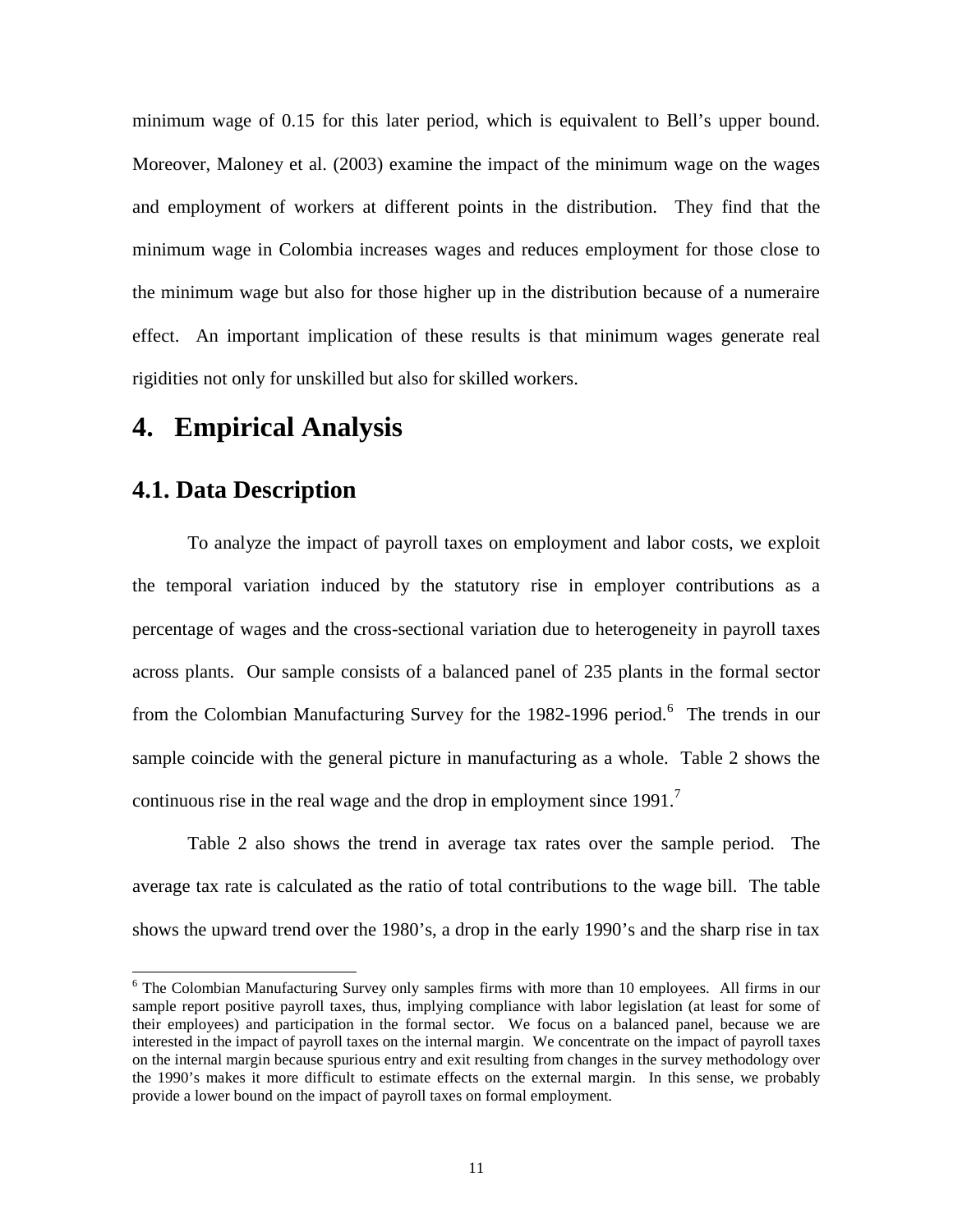minimum wage of 0.15 for this later period, which is equivalent to Bell's upper bound. Moreover, Maloney et al. (2003) examine the impact of the minimum wage on the wages and employment of workers at different points in the distribution. They find that the minimum wage in Colombia increases wages and reduces employment for those close to the minimum wage but also for those higher up in the distribution because of a numeraire effect. An important implication of these results is that minimum wages generate real rigidities not only for unskilled but also for skilled workers.

# 4. Empirical Analysis

## 4.1. Data Description

To analyze the impact of payroll taxes on employment and labor costs, we exploit the temporal variation induced by the statutory rise in employer contributions as a percentage of wages and the cross-sectional variation due to heterogeneity in payroll taxes across plants. Our sample consists of a balanced panel of 235 plants in the formal sector from the Colombian Manufacturing Survey for the 1982-1996 period.[6] The trends in our sample coincide with the general picture in manufacturing as a whole. Table 2 shows the continuous rise in the real wage and the drop in employment since 1991.[7]

Table 2 also shows the trend in average tax rates over the sample period. The average tax rate is calculated as the ratio of total contributions to the wage bill. The table shows the upward trend over the 1980's, a drop in the early 1990's and the sharp rise in tax

[6] The Colombian Manufacturing Survey only samples firms with more than 10 employees. All firms in our sample report positive payroll taxes, thus, implying compliance with labor legislation (at least for some of their employees) and participation in the formal sector. We focus on a balanced panel, because we are interested in the impact of payroll taxes on the internal margin. We concentrate on the impact of payroll taxes on the internal margin because spurious entry and exit resulting from changes in the survey methodology over the 1990's makes it more difficult to estimate effects on the external margin. In this sense, we probably provide a lower bound on the impact of payroll taxes on formal employment.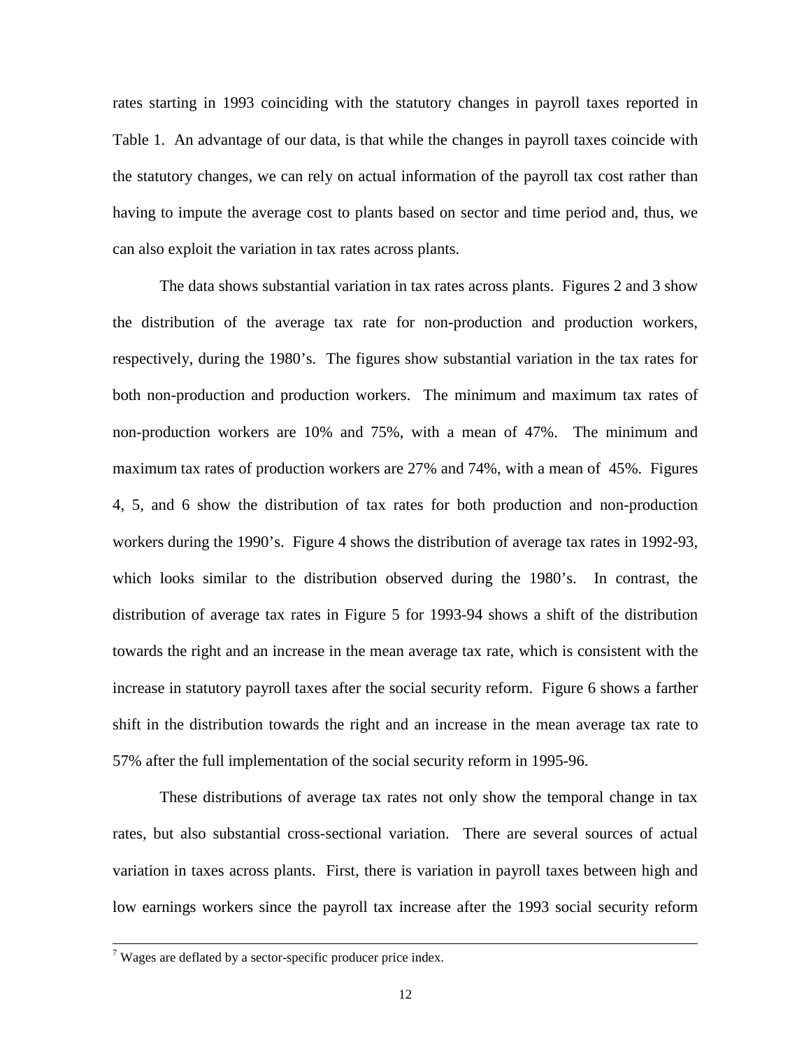rates starting in 1993 coinciding with the statutory changes in payroll taxes reported in Table 1. An advantage of our data, is that while the changes in payroll taxes coincide with the statutory changes, we can rely on actual information of the payroll tax cost rather than having to impute the average cost to plants based on sector and time period and, thus, we can also exploit the variation in tax rates across plants.

The data shows substantial variation in tax rates across plants. Figures 2 and 3 show the distribution of the average tax rate for non-production and production workers, respectively, during the 1980's. The figures show substantial variation in the tax rates for both non-production and production workers. The minimum and maximum tax rates of non-production workers are 10% and 75%, with a mean of 47%. The minimum and maximum tax rates of production workers are 27% and 74%, with a mean of 45%. Figures 4, 5, and 6 show the distribution of tax rates for both production and non-production workers during the 1990's. Figure 4 shows the distribution of average tax rates in 1992-93, which looks similar to the distribution observed during the 1980's. In contrast, the distribution of average tax rates in Figure 5 for 1993-94 shows a shift of the distribution towards the right and an increase in the mean average tax rate, which is consistent with the increase in statutory payroll taxes after the social security reform. Figure 6 shows a farther shift in the distribution towards the right and an increase in the mean average tax rate to 57% after the full implementation of the social security reform in 1995-96.

These distributions of average tax rates not only show the temporal change in tax rates, but also substantial cross-sectional variation. There are several sources of actual variation in taxes across plants. First, there is variation in payroll taxes between high and low earnings workers since the payroll tax increase after the 1993 social security reform

[7] Wages are deflated by a sector-specific producer price index.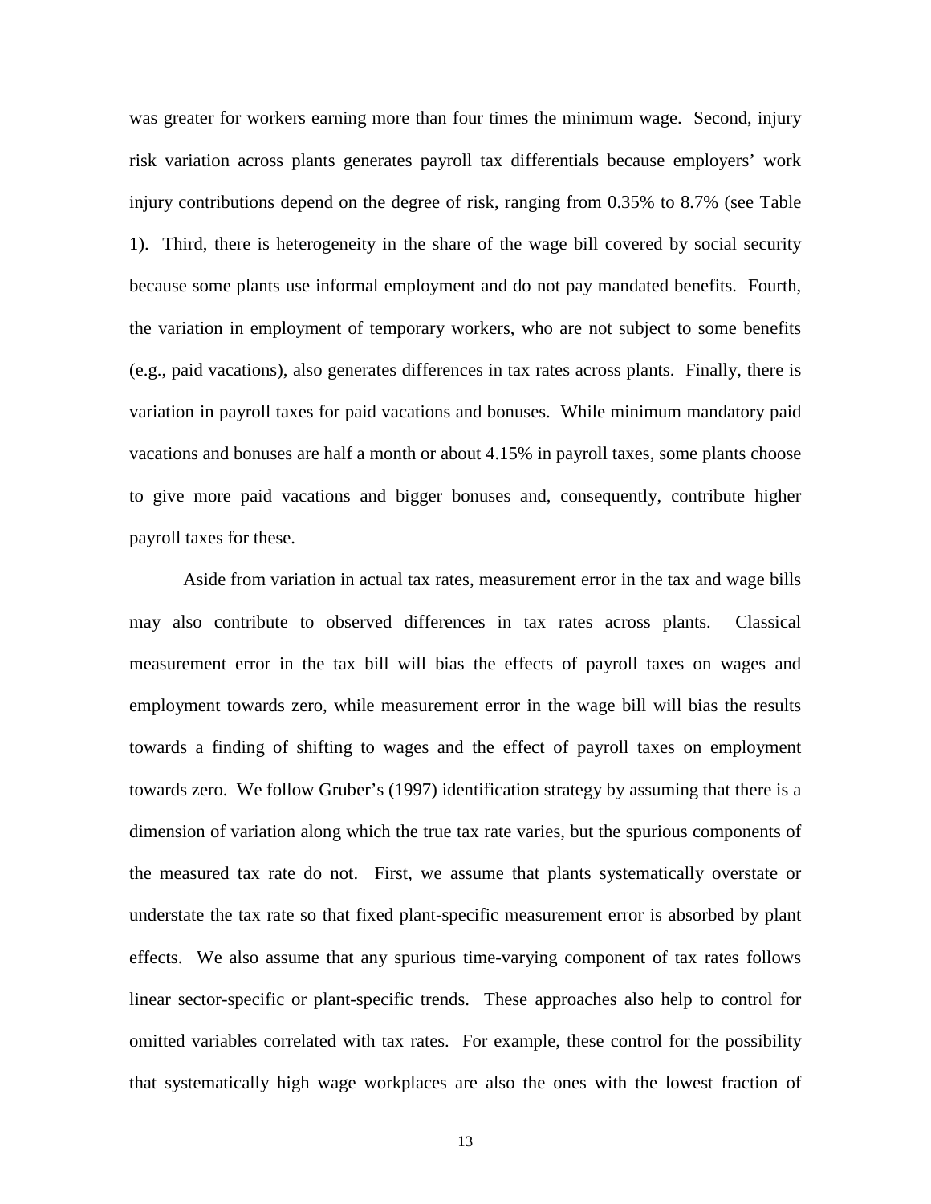was greater for workers earning more than four times the minimum wage. Second, injury risk variation across plants generates payroll tax differentials because employers' work injury contributions depend on the degree of risk, ranging from 0.35% to 8.7% (see Table 1). Third, there is heterogeneity in the share of the wage bill covered by social security because some plants use informal employment and do not pay mandated benefits. Fourth, the variation in employment of temporary workers, who are not subject to some benefits (e.g., paid vacations), also generates differences in tax rates across plants. Finally, there is variation in payroll taxes for paid vacations and bonuses. While minimum mandatory paid vacations and bonuses are half a month or about 4.15% in payroll taxes, some plants choose to give more paid vacations and bigger bonuses and, consequently, contribute higher payroll taxes for these.

Aside from variation in actual tax rates, measurement error in the tax and wage bills may also contribute to observed differences in tax rates across plants. Classical measurement error in the tax bill will bias the effects of payroll taxes on wages and employment towards zero, while measurement error in the wage bill will bias the results towards a finding of shifting to wages and the effect of payroll taxes on employment towards zero. We follow Gruber's (1997) identification strategy by assuming that there is a dimension of variation along which the true tax rate varies, but the spurious components of the measured tax rate do not. First, we assume that plants systematically overstate or understate the tax rate so that fixed plant-specific measurement error is absorbed by plant effects. We also assume that any spurious time-varying component of tax rates follows linear sector-specific or plant-specific trends. These approaches also help to control for omitted variables correlated with tax rates. For example, these control for the possibility that systematically high wage workplaces are also the ones with the lowest fraction of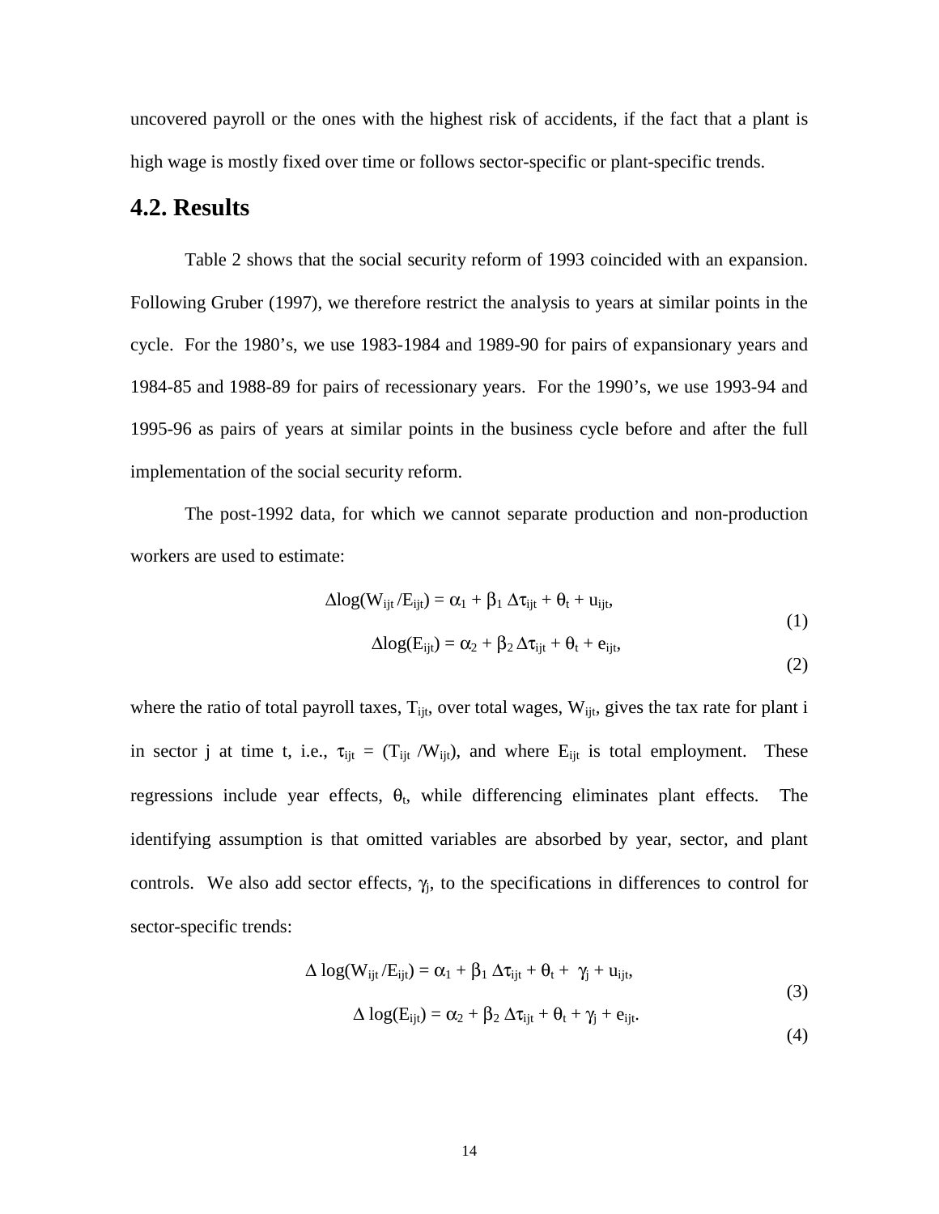uncovered payroll or the ones with the highest risk of accidents, if the fact that a plant is high wage is mostly fixed over time or follows sector-specific or plant-specific trends.

## 4.2. Results

Table 2 shows that the social security reform of 1993 coincided with an expansion. Following Gruber (1997), we therefore restrict the analysis to years at similar points in the cycle. For the 1980's, we use 1983-1984 and 1989-90 for pairs of expansionary years and 1984-85 and 1988-89 for pairs of recessionary years. For the 1990's, we use 1993-94 and 1995-96 as pairs of years at similar points in the business cycle before and after the full implementation of the social security reform.

The post-1992 data, for which we cannot separate production and non-production workers are used to estimate:

$$\Delta \log(W_{ijt}/E_{ijt}) = \alpha_1 + \beta_1 \Delta\tau_{ijt} + \theta_t + u_{ijt}, \tag{1}$$

$$\Delta \log(E_{ijt}) = \alpha_2 + \beta_2 \Delta\tau_{ijt} + \theta_t + e_{ijt}, \tag{2}$$

where the ratio of total payroll taxes, $T_{ijt}$, over total wages, $W_{ijt}$, gives the tax rate for plant i in sector j at time t, i.e., $\tau_{ijt} = (T_{ijt}/W_{ijt})$, and where $E_{ijt}$ is total employment. These regressions include year effects, $\theta_t$, while differencing eliminates plant effects. The identifying assumption is that omitted variables are absorbed by year, sector, and plant controls. We also add sector effects, $\gamma_j$, to the specifications in differences to control for sector-specific trends:

$$\Delta \log(W_{ijt}/E_{ijt}) = \alpha_1 + \beta_1 \Delta\tau_{ijt} + \theta_t + \gamma_j + u_{ijt}, \tag{3}$$

$$\Delta \log(E_{ijt}) = \alpha_2 + \beta_2 \Delta\tau_{ijt} + \theta_t + \gamma_j + e_{ijt}. \tag{4}$$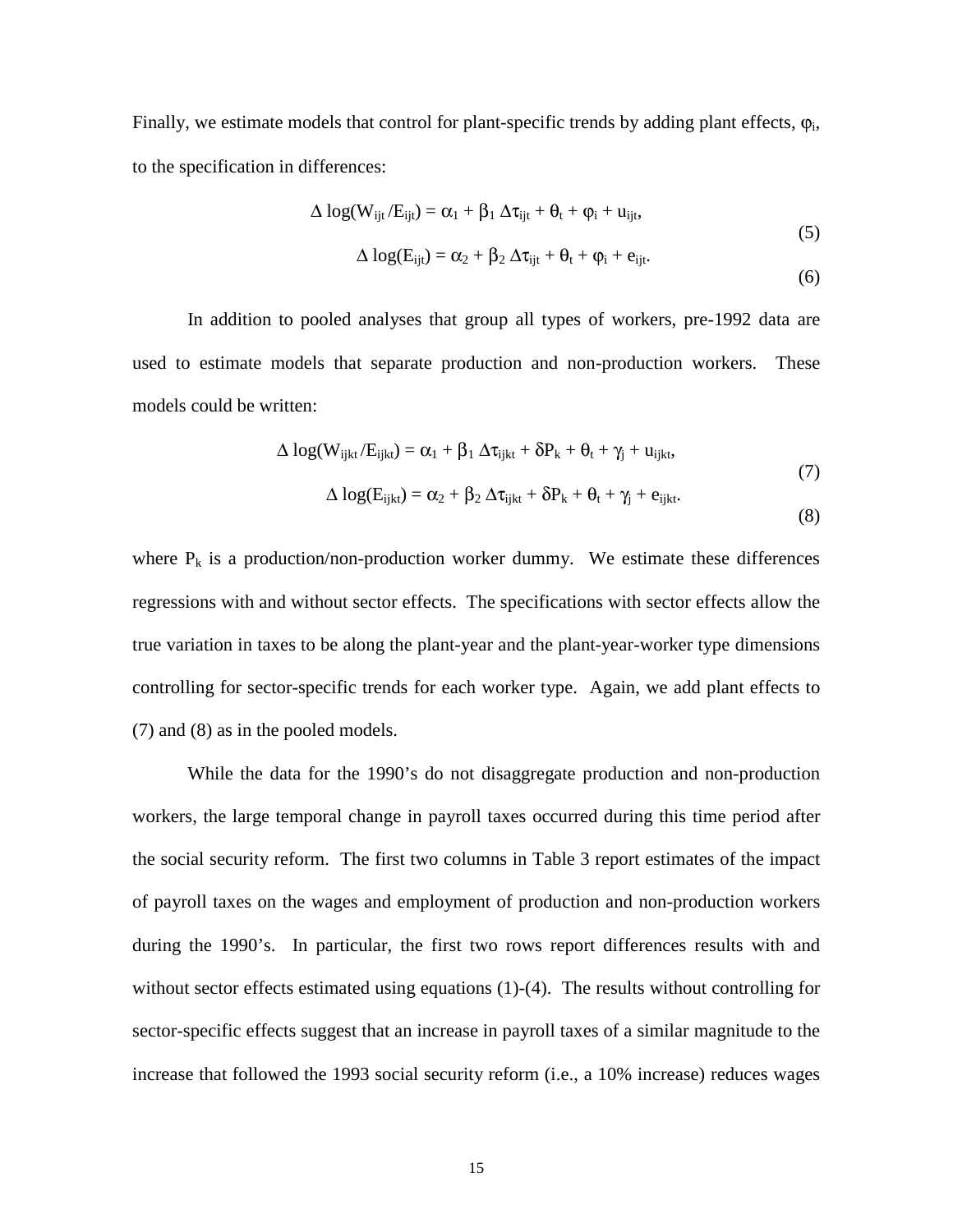Finally, we estimate models that control for plant-specific trends by adding plant effects, $\varphi_i$, to the specification in differences:

$$\Delta \log(W_{ijt}/E_{ijt}) = \alpha_1 + \beta_1 \Delta\tau_{ijt} + \theta_t + \varphi_i + u_{ijt}, \tag{5}$$

$$\Delta \log(E_{ijt}) = \alpha_2 + \beta_2 \Delta\tau_{ijt} + \theta_t + \varphi_i + e_{ijt}. \tag{6}$$

In addition to pooled analyses that group all types of workers, pre-1992 data are used to estimate models that separate production and non-production workers. These models could be written:

$$\Delta \log(W_{ijkt}/E_{ijkt}) = \alpha_1 + \beta_1 \Delta\tau_{ijkt} + \delta P_k + \theta_t + \gamma_j + u_{ijkt}, \tag{7}$$

$$\Delta \log(E_{ijkt}) = \alpha_2 + \beta_2 \Delta\tau_{ijkt} + \delta P_k + \theta_t + \gamma_j + e_{ijkt}. \tag{8}$$

where $P_k$ is a production/non-production worker dummy. We estimate these differences regressions with and without sector effects. The specifications with sector effects allow the true variation in taxes to be along the plant-year and the plant-year-worker type dimensions controlling for sector-specific trends for each worker type. Again, we add plant effects to (7) and (8) as in the pooled models.

While the data for the 1990's do not disaggregate production and non-production workers, the large temporal change in payroll taxes occurred during this time period after the social security reform. The first two columns in Table 3 report estimates of the impact of payroll taxes on the wages and employment of production and non-production workers during the 1990's. In particular, the first two rows report differences results with and without sector effects estimated using equations (1)-(4). The results without controlling for sector-specific effects suggest that an increase in payroll taxes of a similar magnitude to the increase that followed the 1993 social security reform (i.e., a 10% increase) reduces wages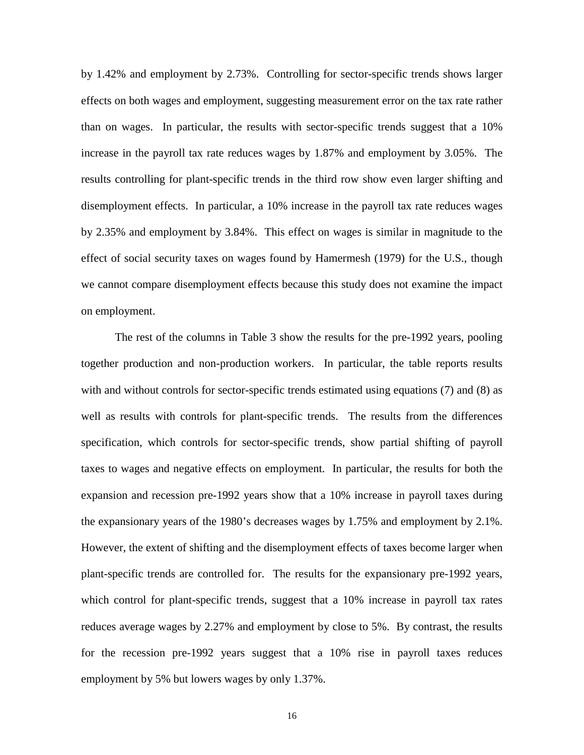by 1.42% and employment by 2.73%. Controlling for sector-specific trends shows larger effects on both wages and employment, suggesting measurement error on the tax rate rather than on wages. In particular, the results with sector-specific trends suggest that a 10% increase in the payroll tax rate reduces wages by 1.87% and employment by 3.05%. The results controlling for plant-specific trends in the third row show even larger shifting and disemployment effects. In particular, a 10% increase in the payroll tax rate reduces wages by 2.35% and employment by 3.84%. This effect on wages is similar in magnitude to the effect of social security taxes on wages found by Hamermesh (1979) for the U.S., though we cannot compare disemployment effects because this study does not examine the impact on employment.

The rest of the columns in Table 3 show the results for the pre-1992 years, pooling together production and non-production workers. In particular, the table reports results with and without controls for sector-specific trends estimated using equations (7) and (8) as well as results with controls for plant-specific trends. The results from the differences specification, which controls for sector-specific trends, show partial shifting of payroll taxes to wages and negative effects on employment. In particular, the results for both the expansion and recession pre-1992 years show that a 10% increase in payroll taxes during the expansionary years of the 1980's decreases wages by 1.75% and employment by 2.1%. However, the extent of shifting and the disemployment effects of taxes become larger when plant-specific trends are controlled for. The results for the expansionary pre-1992 years, which control for plant-specific trends, suggest that a 10% increase in payroll tax rates reduces average wages by 2.27% and employment by close to 5%. By contrast, the results for the recession pre-1992 years suggest that a 10% rise in payroll taxes reduces employment by 5% but lowers wages by only 1.37%.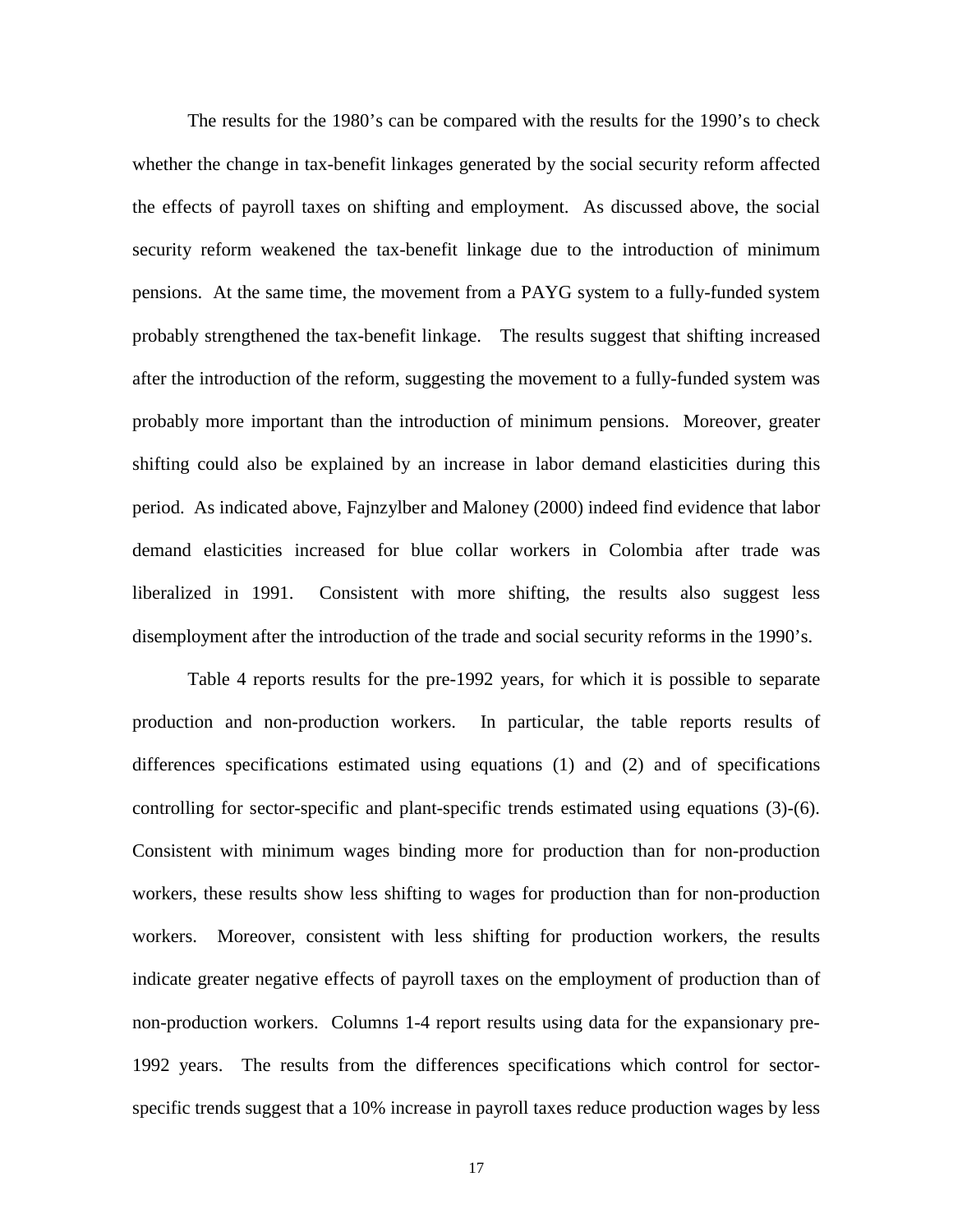The results for the 1980's can be compared with the results for the 1990's to check whether the change in tax-benefit linkages generated by the social security reform affected the effects of payroll taxes on shifting and employment. As discussed above, the social security reform weakened the tax-benefit linkage due to the introduction of minimum pensions. At the same time, the movement from a PAYG system to a fully-funded system probably strengthened the tax-benefit linkage. The results suggest that shifting increased after the introduction of the reform, suggesting the movement to a fully-funded system was probably more important than the introduction of minimum pensions. Moreover, greater shifting could also be explained by an increase in labor demand elasticities during this period. As indicated above, Fajnzylber and Maloney (2000) indeed find evidence that labor demand elasticities increased for blue collar workers in Colombia after trade was liberalized in 1991. Consistent with more shifting, the results also suggest less disemployment after the introduction of the trade and social security reforms in the 1990's.

Table 4 reports results for the pre-1992 years, for which it is possible to separate production and non-production workers. In particular, the table reports results of differences specifications estimated using equations (1) and (2) and of specifications controlling for sector-specific and plant-specific trends estimated using equations (3)-(6). Consistent with minimum wages binding more for production than for non-production workers, these results show less shifting to wages for production than for non-production workers. Moreover, consistent with less shifting for production workers, the results indicate greater negative effects of payroll taxes on the employment of production than of non-production workers. Columns 1-4 report results using data for the expansionary pre-1992 years. The results from the differences specifications which control for sector-specific trends suggest that a 10% increase in payroll taxes reduce production wages by less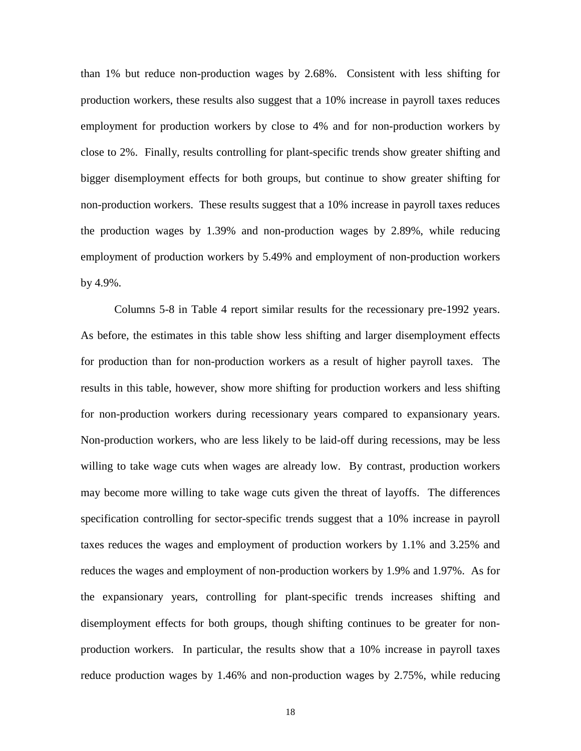than 1% but reduce non-production wages by 2.68%. Consistent with less shifting for production workers, these results also suggest that a 10% increase in payroll taxes reduces employment for production workers by close to 4% and for non-production workers by close to 2%. Finally, results controlling for plant-specific trends show greater shifting and bigger disemployment effects for both groups, but continue to show greater shifting for non-production workers. These results suggest that a 10% increase in payroll taxes reduces the production wages by 1.39% and non-production wages by 2.89%, while reducing employment of production workers by 5.49% and employment of non-production workers by 4.9%.

Columns 5-8 in Table 4 report similar results for the recessionary pre-1992 years. As before, the estimates in this table show less shifting and larger disemployment effects for production than for non-production workers as a result of higher payroll taxes. The results in this table, however, show more shifting for production workers and less shifting for non-production workers during recessionary years compared to expansionary years. Non-production workers, who are less likely to be laid-off during recessions, may be less willing to take wage cuts when wages are already low. By contrast, production workers may become more willing to take wage cuts given the threat of layoffs. The differences specification controlling for sector-specific trends suggest that a 10% increase in payroll taxes reduces the wages and employment of production workers by 1.1% and 3.25% and reduces the wages and employment of non-production workers by 1.9% and 1.97%. As for the expansionary years, controlling for plant-specific trends increases shifting and disemployment effects for both groups, though shifting continues to be greater for non-production workers. In particular, the results show that a 10% increase in payroll taxes reduce production wages by 1.46% and non-production wages by 2.75%, while reducing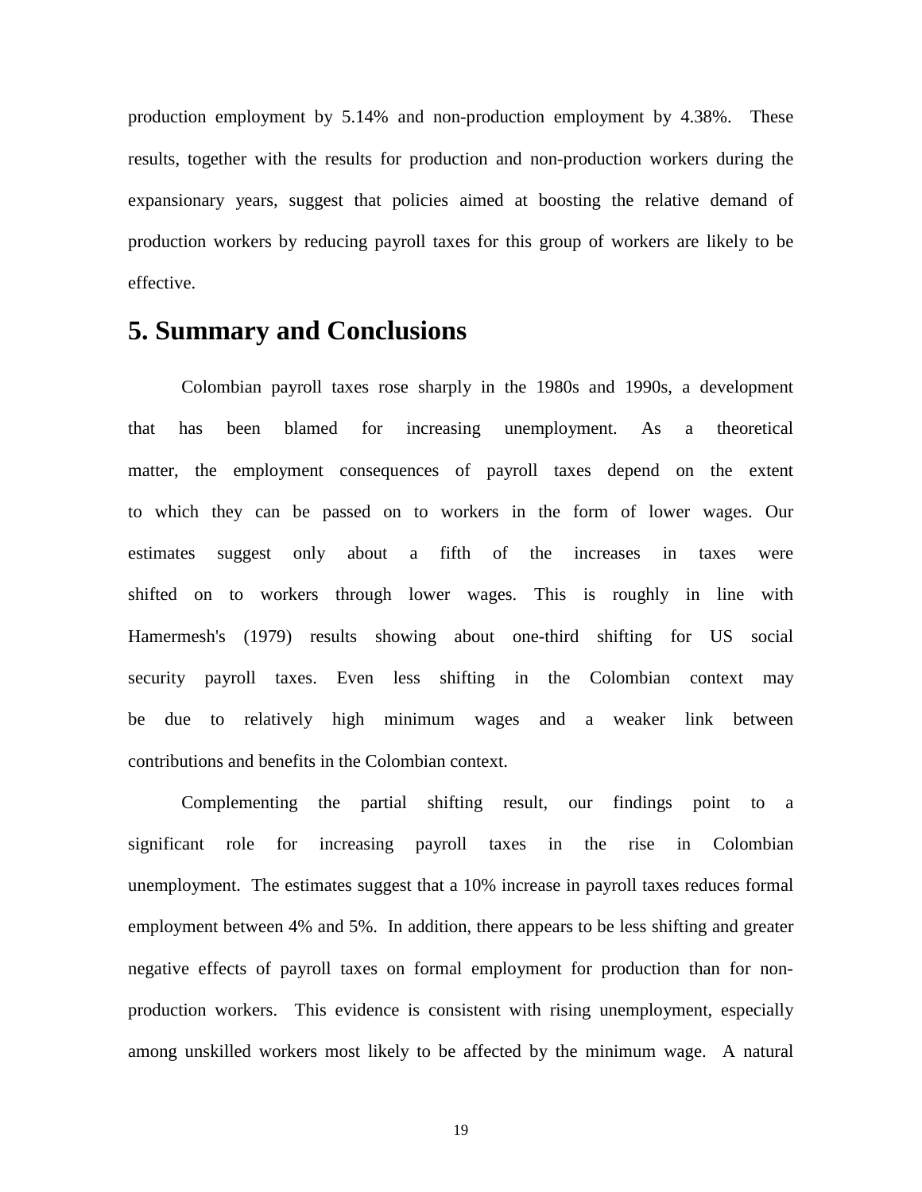production employment by 5.14% and non-production employment by 4.38%. These results, together with the results for production and non-production workers during the expansionary years, suggest that policies aimed at boosting the relative demand of production workers by reducing payroll taxes for this group of workers are likely to be effective.

## 5. Summary and Conclusions

Colombian payroll taxes rose sharply in the 1980s and 1990s, a development that has been blamed for increasing unemployment. As a theoretical matter, the employment consequences of payroll taxes depend on the extent to which they can be passed on to workers in the form of lower wages. Our estimates suggest only about a fifth of the increases in taxes were shifted on to workers through lower wages. This is roughly in line with Hamermesh's (1979) results showing about one-third shifting for US social security payroll taxes. Even less shifting in the Colombian context may be due to relatively high minimum wages and a weaker link between contributions and benefits in the Colombian context.

Complementing the partial shifting result, our findings point to a significant role for increasing payroll taxes in the rise in Colombian unemployment. The estimates suggest that a 10% increase in payroll taxes reduces formal employment between 4% and 5%. In addition, there appears to be less shifting and greater negative effects of payroll taxes on formal employment for production than for non-production workers. This evidence is consistent with rising unemployment, especially among unskilled workers most likely to be affected by the minimum wage. A natural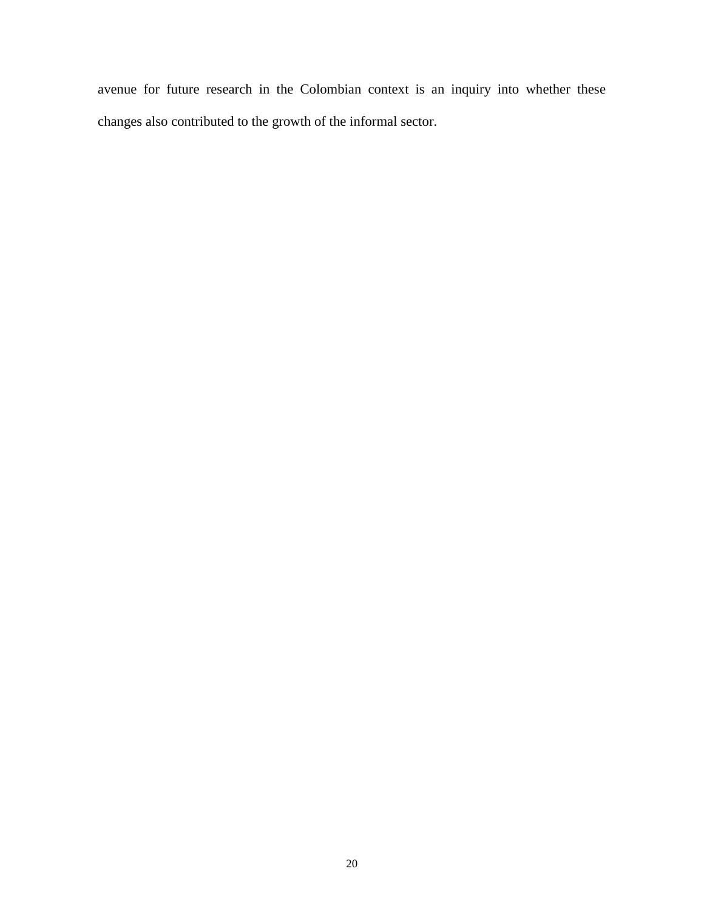avenue for future research in the Colombian context is an inquiry into whether these changes also contributed to the growth of the informal sector.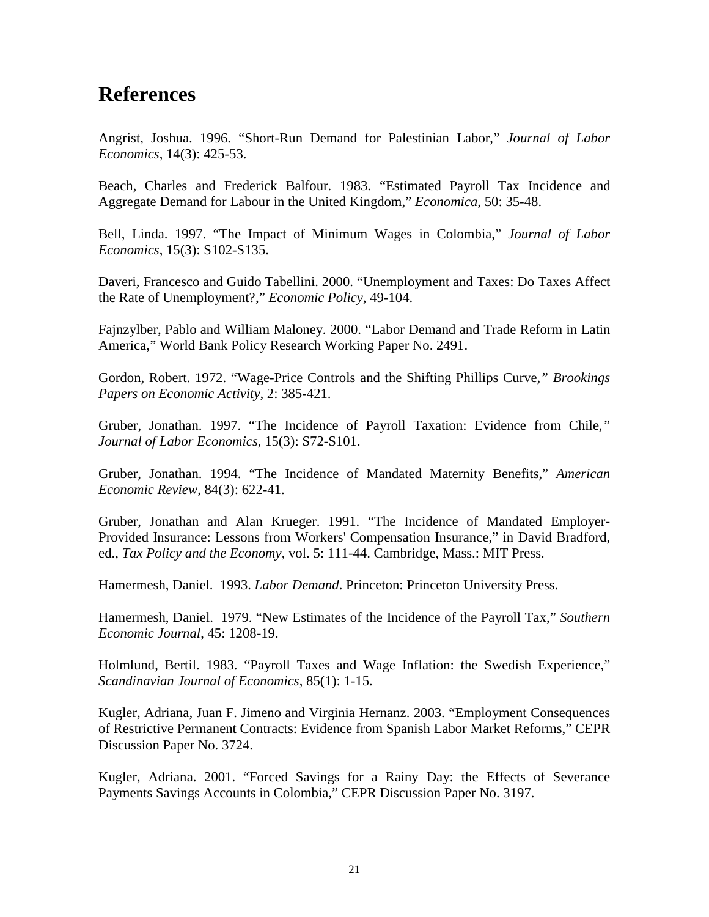# References

Angrist, Joshua. 1996. "Short-Run Demand for Palestinian Labor," *Journal of Labor Economics*, 14(3): 425-53.

Beach, Charles and Frederick Balfour. 1983. "Estimated Payroll Tax Incidence and Aggregate Demand for Labour in the United Kingdom," *Economica*, 50: 35-48.

Bell, Linda. 1997. "The Impact of Minimum Wages in Colombia," *Journal of Labor Economics*, 15(3): S102-S135.

Daveri, Francesco and Guido Tabellini. 2000. "Unemployment and Taxes: Do Taxes Affect the Rate of Unemployment?," *Economic Policy*, 49-104.

Fajnzylber, Pablo and William Maloney. 2000. "Labor Demand and Trade Reform in Latin America," World Bank Policy Research Working Paper No. 2491.

Gordon, Robert. 1972. "Wage-Price Controls and the Shifting Phillips Curve," *Brookings Papers on Economic Activity*, 2: 385-421.

Gruber, Jonathan. 1997. "The Incidence of Payroll Taxation: Evidence from Chile," *Journal of Labor Economics*, 15(3): S72-S101.

Gruber, Jonathan. 1994. "The Incidence of Mandated Maternity Benefits," *American Economic Review*, 84(3): 622-41.

Gruber, Jonathan and Alan Krueger. 1991. "The Incidence of Mandated Employer-Provided Insurance: Lessons from Workers' Compensation Insurance," in David Bradford, ed., *Tax Policy and the Economy*, vol. 5: 111-44. Cambridge, Mass.: MIT Press.

Hamermesh, Daniel. 1993. *Labor Demand*. Princeton: Princeton University Press.

Hamermesh, Daniel. 1979. "New Estimates of the Incidence of the Payroll Tax," *Southern Economic Journal*, 45: 1208-19.

Holmlund, Bertil. 1983. "Payroll Taxes and Wage Inflation: the Swedish Experience," *Scandinavian Journal of Economics*, 85(1): 1-15.

Kugler, Adriana, Juan F. Jimeno and Virginia Hernanz. 2003. "Employment Consequences of Restrictive Permanent Contracts: Evidence from Spanish Labor Market Reforms," CEPR Discussion Paper No. 3724.

Kugler, Adriana. 2001. "Forced Savings for a Rainy Day: the Effects of Severance Payments Savings Accounts in Colombia," CEPR Discussion Paper No. 3197.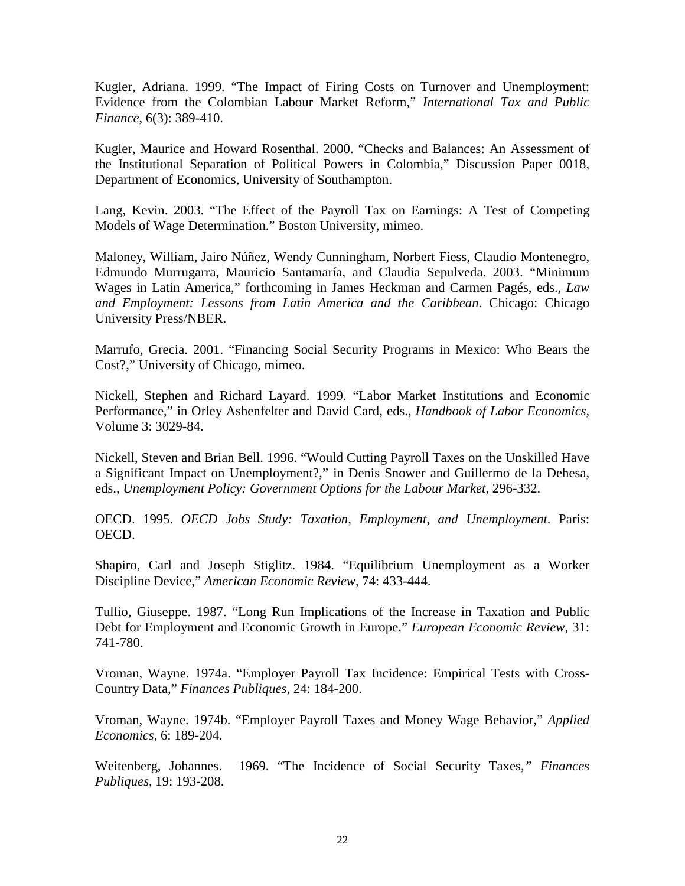Kugler, Adriana. 1999. "The Impact of Firing Costs on Turnover and Unemployment: Evidence from the Colombian Labour Market Reform," *International Tax and Public Finance*, 6(3): 389-410.

Kugler, Maurice and Howard Rosenthal. 2000. "Checks and Balances: An Assessment of the Institutional Separation of Political Powers in Colombia," Discussion Paper 0018, Department of Economics, University of Southampton.

Lang, Kevin. 2003. "The Effect of the Payroll Tax on Earnings: A Test of Competing Models of Wage Determination." Boston University, mimeo.

Maloney, William, Jairo Núñez, Wendy Cunningham, Norbert Fiess, Claudio Montenegro, Edmundo Murrugarra, Mauricio Santamaría, and Claudia Sepulveda. 2003. "Minimum Wages in Latin America," forthcoming in James Heckman and Carmen Pagés, eds., *Law and Employment: Lessons from Latin America and the Caribbean*. Chicago: Chicago University Press/NBER.

Marrufo, Grecia. 2001. "Financing Social Security Programs in Mexico: Who Bears the Cost?," University of Chicago, mimeo.

Nickell, Stephen and Richard Layard. 1999. "Labor Market Institutions and Economic Performance," in Orley Ashenfelter and David Card, eds., *Handbook of Labor Economics*, Volume 3: 3029-84.

Nickell, Steven and Brian Bell. 1996. "Would Cutting Payroll Taxes on the Unskilled Have a Significant Impact on Unemployment?," in Denis Snower and Guillermo de la Dehesa, eds., *Unemployment Policy: Government Options for the Labour Market*, 296-332.

OECD. 1995. *OECD Jobs Study: Taxation, Employment, and Unemployment*. Paris: OECD.

Shapiro, Carl and Joseph Stiglitz. 1984. "Equilibrium Unemployment as a Worker Discipline Device," *American Economic Review*, 74: 433-444.

Tullio, Giuseppe. 1987. "Long Run Implications of the Increase in Taxation and Public Debt for Employment and Economic Growth in Europe," *European Economic Review*, 31: 741-780.

Vroman, Wayne. 1974a. "Employer Payroll Tax Incidence: Empirical Tests with Cross-Country Data," *Finances Publiques*, 24: 184-200.

Vroman, Wayne. 1974b. "Employer Payroll Taxes and Money Wage Behavior," *Applied Economics*, 6: 189-204.

Weitenberg, Johannes. 1969. "The Incidence of Social Security Taxes," *Finances Publiques*, 19: 193-208.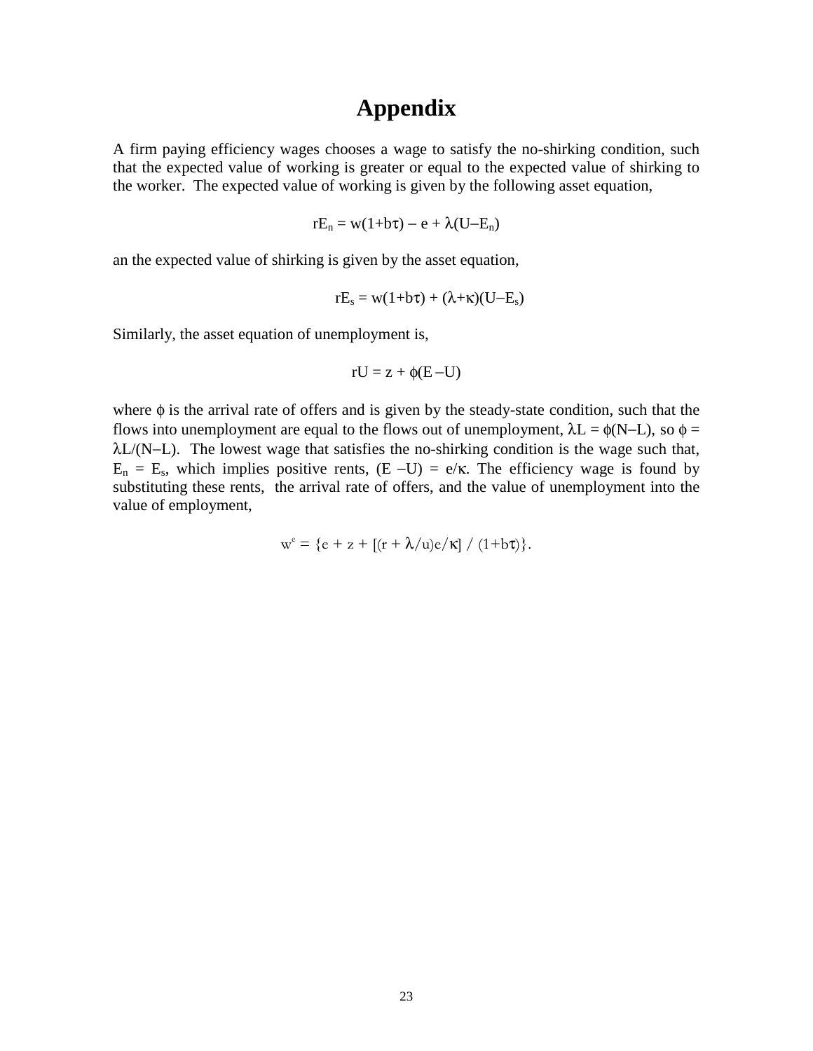# Appendix

A firm paying efficiency wages chooses a wage to satisfy the no-shirking condition, such that the expected value of working is greater or equal to the expected value of shirking to the worker. The expected value of working is given by the following asset equation,

$$rE_n = w(1+b\tau) - e + \lambda(U-E_n)$$

an the expected value of shirking is given by the asset equation,

$$rE_s = w(1+b\tau) + (\lambda+\kappa)(U-E_s)$$

Similarly, the asset equation of unemployment is,

$$rU = z + \phi(E-U)$$

where $\phi$ is the arrival rate of offers and is given by the steady-state condition, such that the flows into unemployment are equal to the flows out of unemployment, $\lambda L = \phi(N-L)$, so $\phi = \lambda L/(N-L)$. The lowest wage that satisfies the no-shirking condition is the wage such that, $E_n = E_s$, which implies positive rents, $(E - U) = e/\kappa$. The efficiency wage is found by substituting these rents, the arrival rate of offers, and the value of unemployment into the value of employment,

$$w^e = \{e + z + [(r + \lambda/u)e/\kappa] \;/\; (1+b\tau)\}.$$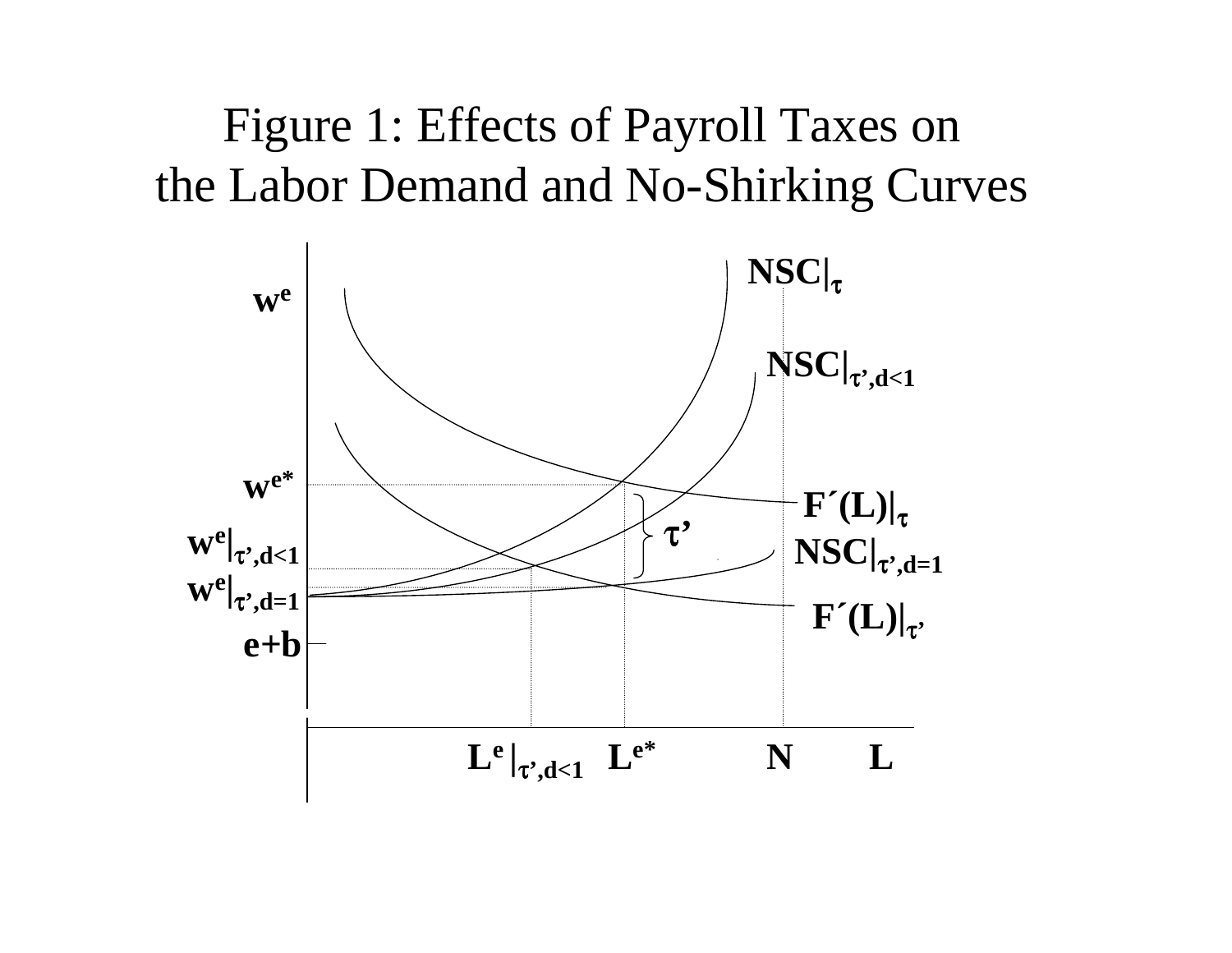# Figure 1: Effects of Payroll Taxes on the Labor Demand and No-Shirking Curves

$w^e$

$NSC|_{\tau}$

$NSC|_{\tau',d<1}$

$w^{e*}$

$F'(L)|_{\tau}$

$\tau'$

$w^e|_{\tau',d<1}$

$NSC|_{\tau',d=1}$

$w^e|_{\tau',d=1}$

$F'(L)|_{\tau'}$

$e+b$

$L^e|_{\tau',d<1}$ $L^{e*}$ $N$ $L$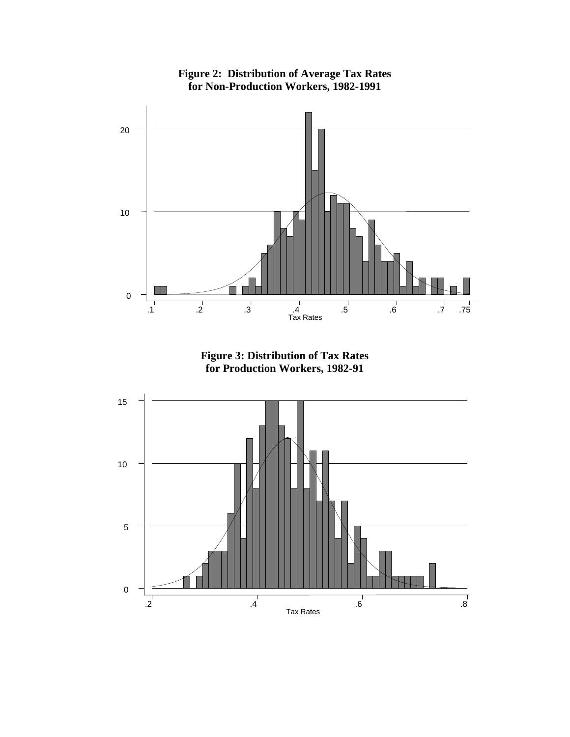**Figure 2: Distribution of Average Tax Rates for Non-Production Workers, 1982-1991**

**Figure 3: Distribution of Tax Rates for Production Workers, 1982-91**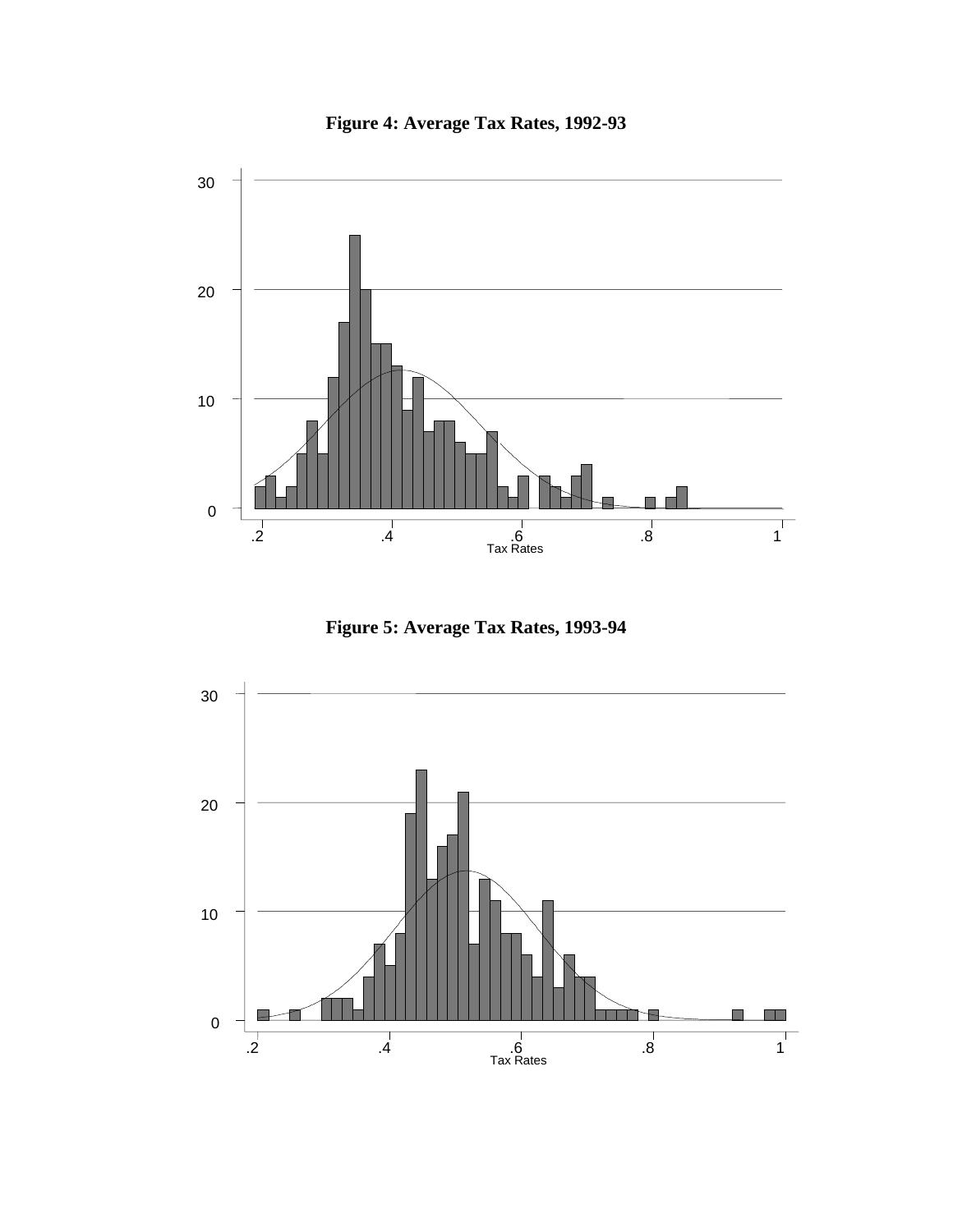**Figure 4: Average Tax Rates, 1992-93**

**Figure 5: Average Tax Rates, 1993-94**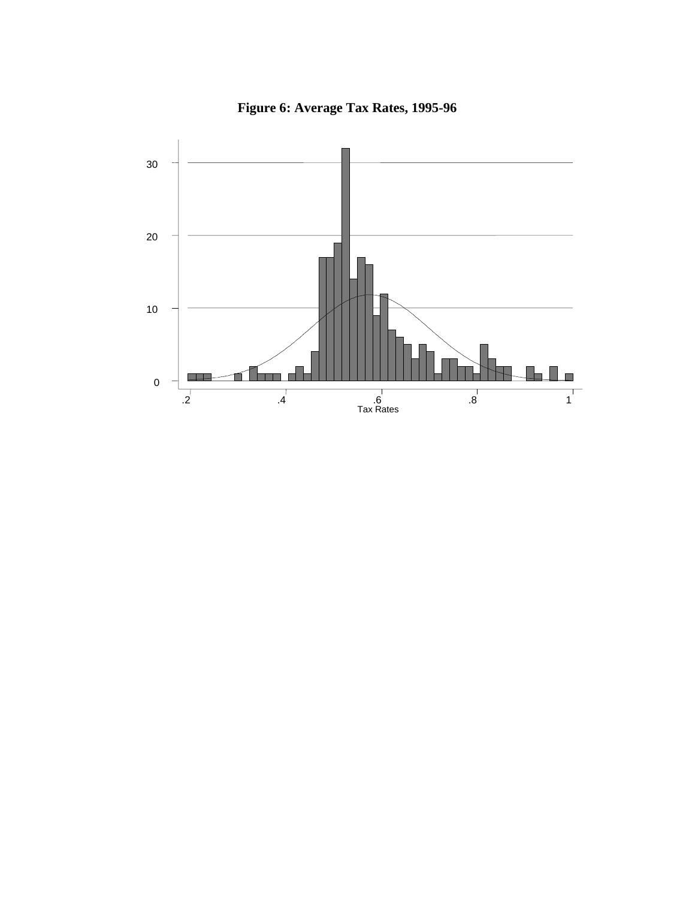**Figure 6: Average Tax Rates, 1995-96**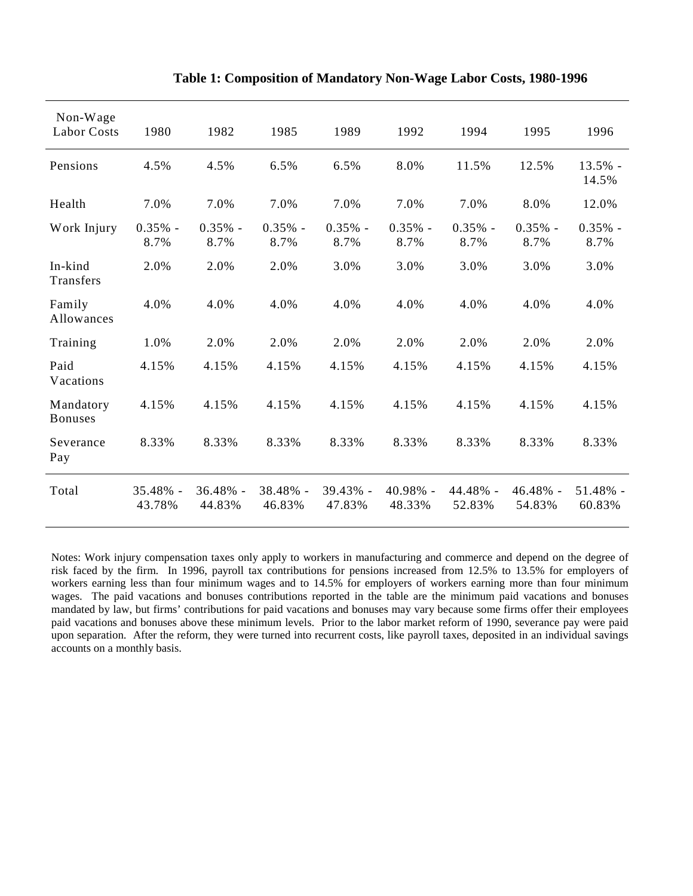**Table 1: Composition of Mandatory Non-Wage Labor Costs, 1980-1996**

| Non-Wage Labor Costs | 1980 | 1982 | 1985 | 1989 | 1992 | 1994 | 1995 | 1996 |
|---|---|---|---|---|---|---|---|---|
| Pensions | 4.5% | 4.5% | 6.5% | 6.5% | 8.0% | 11.5% | 12.5% | 13.5% - 14.5% |
| Health | 7.0% | 7.0% | 7.0% | 7.0% | 7.0% | 7.0% | 8.0% | 12.0% |
| Work Injury | 0.35% - 8.7% | 0.35% - 8.7% | 0.35% - 8.7% | 0.35% - 8.7% | 0.35% - 8.7% | 0.35% - 8.7% | 0.35% - 8.7% | 0.35% - 8.7% |
| In-kind Transfers | 2.0% | 2.0% | 2.0% | 3.0% | 3.0% | 3.0% | 3.0% | 3.0% |
| Family Allowances | 4.0% | 4.0% | 4.0% | 4.0% | 4.0% | 4.0% | 4.0% | 4.0% |
| Training | 1.0% | 2.0% | 2.0% | 2.0% | 2.0% | 2.0% | 2.0% | 2.0% |
| Paid Vacations | 4.15% | 4.15% | 4.15% | 4.15% | 4.15% | 4.15% | 4.15% | 4.15% |
| Mandatory Bonuses | 4.15% | 4.15% | 4.15% | 4.15% | 4.15% | 4.15% | 4.15% | 4.15% |
| Severance Pay | 8.33% | 8.33% | 8.33% | 8.33% | 8.33% | 8.33% | 8.33% | 8.33% |
| Total | 35.48% - 43.78% | 36.48% - 44.83% | 38.48% - 46.83% | 39.43% - 47.83% | 40.98% - 48.33% | 44.48% - 52.83% | 46.48% - 54.83% | 51.48% - 60.83% |

Notes: Work injury compensation taxes only apply to workers in manufacturing and commerce and depend on the degree of risk faced by the firm. In 1996, payroll tax contributions for pensions increased from 12.5% to 13.5% for employers of workers earning less than four minimum wages and to 14.5% for employers of workers earning more than four minimum wages. The paid vacations and bonuses contributions reported in the table are the minimum paid vacations and bonuses mandated by law, but firms' contributions for paid vacations and bonuses may vary because some firms offer their employees paid vacations and bonuses above these minimum levels. Prior to the labor market reform of 1990, severance pay were paid upon separation. After the reform, they were turned into recurrent costs, like payroll taxes, deposited in an individual savings accounts on a monthly basis.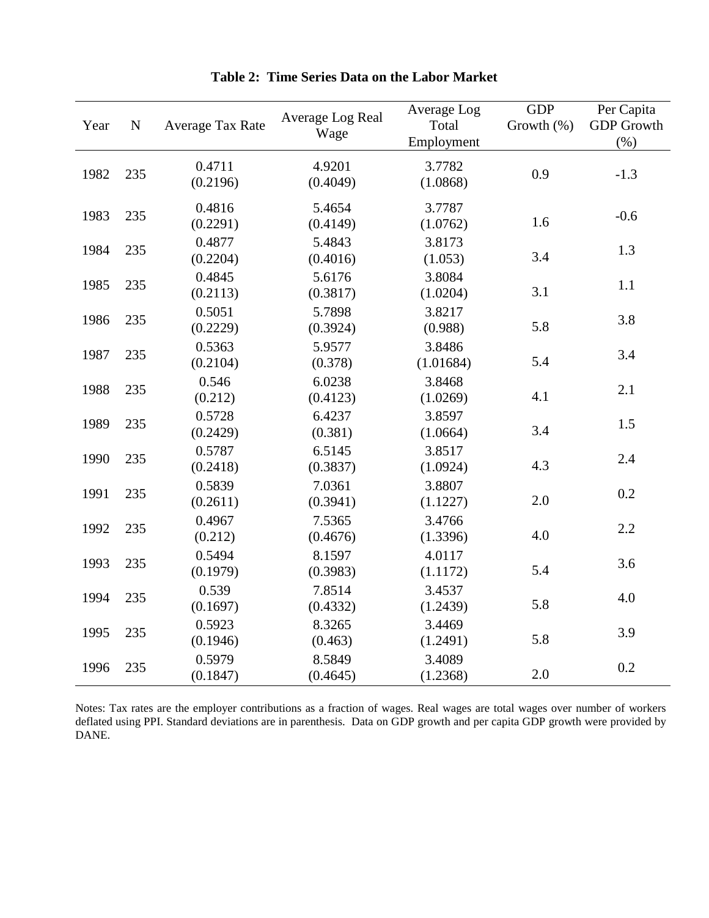**Table 2: Time Series Data on the Labor Market**

| Year | N | Average Tax Rate | Average Log Real Wage | Average Log Total Employment | GDP Growth (%) | Per Capita GDP Growth (%) |
|---|---|---|---|---|---|---|
| 1982 | 235 | 0.4711<br>(0.2196) | 4.9201<br>(0.4049) | 3.7782<br>(1.0868) | 0.9 | -1.3 |
| 1983 | 235 | 0.4816<br>(0.2291) | 5.4654<br>(0.4149) | 3.7787<br>(1.0762) | 1.6 | -0.6 |
| 1984 | 235 | 0.4877<br>(0.2204) | 5.4843<br>(0.4016) | 3.8173<br>(1.053) | 3.4 | 1.3 |
| 1985 | 235 | 0.4845<br>(0.2113) | 5.6176<br>(0.3817) | 3.8084<br>(1.0204) | 3.1 | 1.1 |
| 1986 | 235 | 0.5051<br>(0.2229) | 5.7898<br>(0.3924) | 3.8217<br>(0.988) | 5.8 | 3.8 |
| 1987 | 235 | 0.5363<br>(0.2104) | 5.9577<br>(0.378) | 3.8486<br>(1.01684) | 5.4 | 3.4 |
| 1988 | 235 | 0.546<br>(0.212) | 6.0238<br>(0.4123) | 3.8468<br>(1.0269) | 4.1 | 2.1 |
| 1989 | 235 | 0.5728<br>(0.2429) | 6.4237<br>(0.381) | 3.8597<br>(1.0664) | 3.4 | 1.5 |
| 1990 | 235 | 0.5787<br>(0.2418) | 6.5145<br>(0.3837) | 3.8517<br>(1.0924) | 4.3 | 2.4 |
| 1991 | 235 | 0.5839<br>(0.2611) | 7.0361<br>(0.3941) | 3.8807<br>(1.1227) | 2.0 | 0.2 |
| 1992 | 235 | 0.4967<br>(0.212) | 7.5365<br>(0.4676) | 3.4766<br>(1.3396) | 4.0 | 2.2 |
| 1993 | 235 | 0.5494<br>(0.1979) | 8.1597<br>(0.3983) | 4.0117<br>(1.1172) | 5.4 | 3.6 |
| 1994 | 235 | 0.539<br>(0.1697) | 7.8514<br>(0.4332) | 3.4537<br>(1.2439) | 5.8 | 4.0 |
| 1995 | 235 | 0.5923<br>(0.1946) | 8.3265<br>(0.463) | 3.4469<br>(1.2491) | 5.8 | 3.9 |
| 1996 | 235 | 0.5979<br>(0.1847) | 8.5849<br>(0.4645) | 3.4089<br>(1.2368) | 2.0 | 0.2 |

Notes: Tax rates are the employer contributions as a fraction of wages. Real wages are total wages over number of workers deflated using PPI. Standard deviations are in parenthesis. Data on GDP growth and per capita GDP growth were provided by DANE.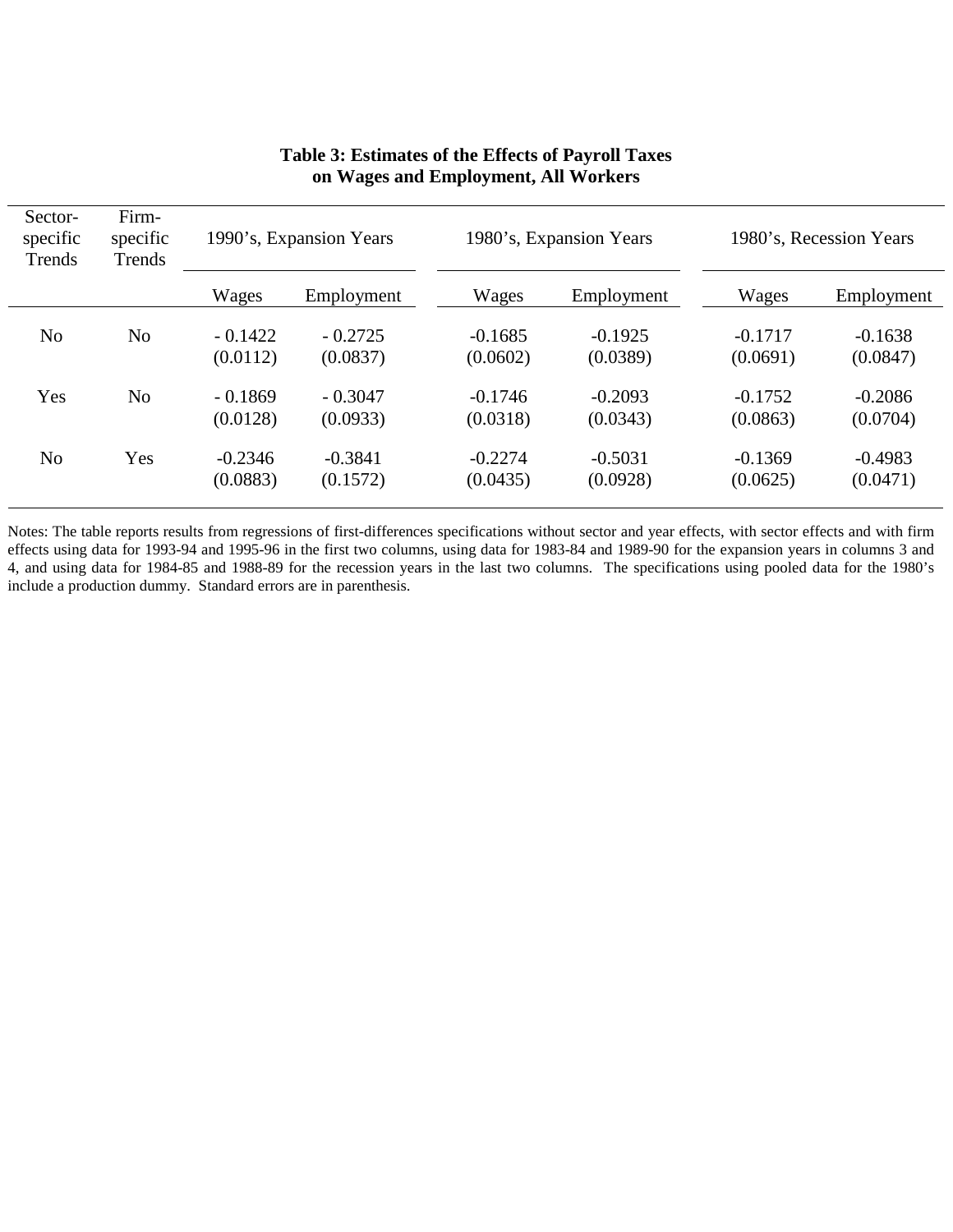**Table 3: Estimates of the Effects of Payroll Taxes on Wages and Employment, All Workers**

| Sector-specific Trends | Firm-specific Trends | 1990's, Expansion Years | | 1980's, Expansion Years | | 1980's, Recession Years | |
|---|---|---|---|---|---|---|---|
| | | Wages | Employment | Wages | Employment | Wages | Employment |
| No | No | - 0.1422 | - 0.2725 | -0.1685 | -0.1925 | -0.1717 | -0.1638 |
| | | (0.0112) | (0.0837) | (0.0602) | (0.0389) | (0.0691) | (0.0847) |
| Yes | No | - 0.1869 | - 0.3047 | -0.1746 | -0.2093 | -0.1752 | -0.2086 |
| | | (0.0128) | (0.0933) | (0.0318) | (0.0343) | (0.0863) | (0.0704) |
| No | Yes | -0.2346 | -0.3841 | -0.2274 | -0.5031 | -0.1369 | -0.4983 |
| | | (0.0883) | (0.1572) | (0.0435) | (0.0928) | (0.0625) | (0.0471) |

Notes: The table reports results from regressions of first-differences specifications without sector and year effects, with sector effects and with firm effects using data for 1993-94 and 1995-96 in the first two columns, using data for 1983-84 and 1989-90 for the expansion years in columns 3 and 4, and using data for 1984-85 and 1988-89 for the recession years in the last two columns. The specifications using pooled data for the 1980's include a production dummy. Standard errors are in parenthesis.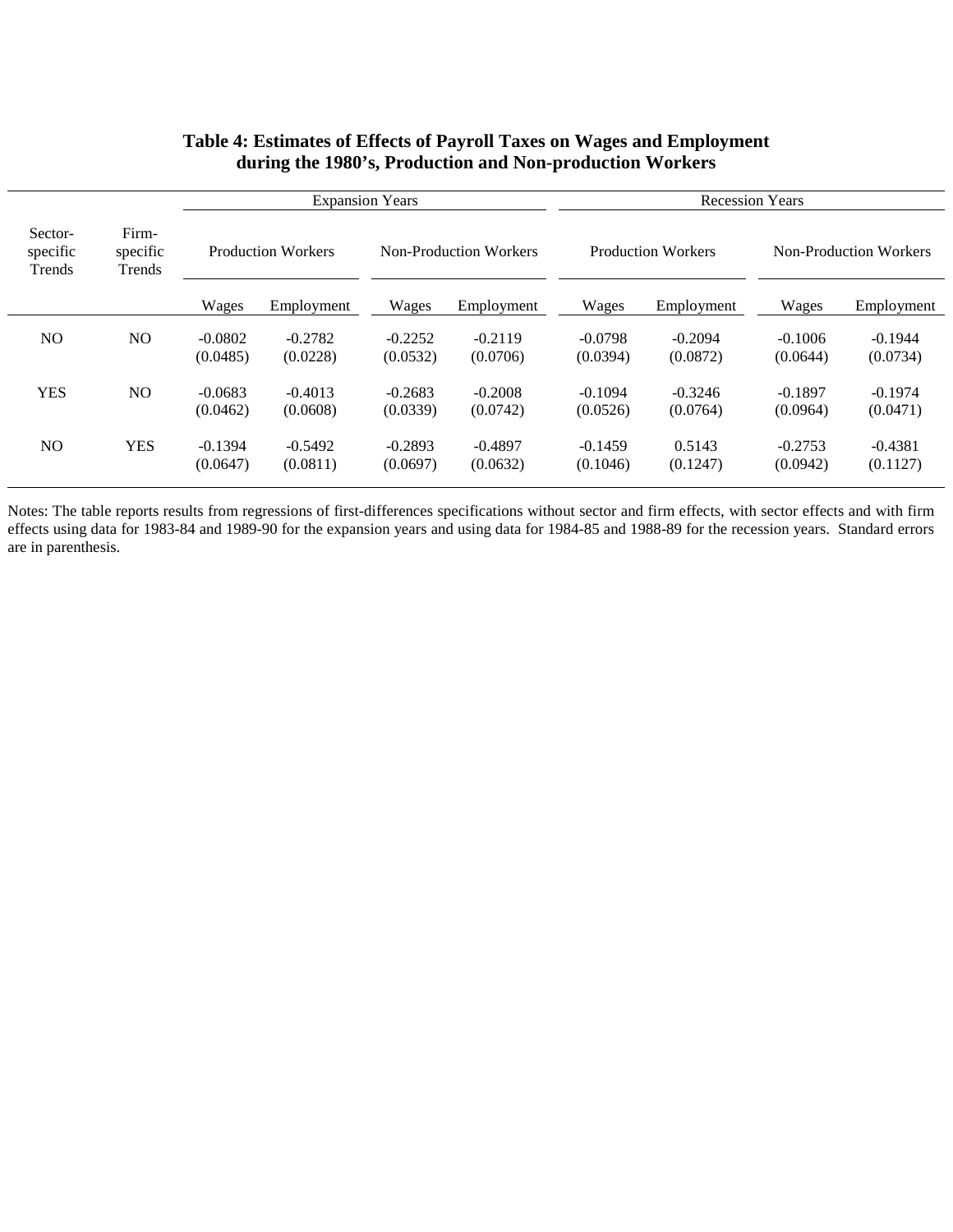## Table 4: Estimates of Effects of Payroll Taxes on Wages and Employment during the 1980's, Production and Non-production Workers

| Sector-specific Trends | Firm-specific Trends | Expansion Years | | | | Recession Years | | | |
|---|---|---|---|---|---|---|---|---|---|
| | | Production Workers | | Non-Production Workers | | Production Workers | | Non-Production Workers | |
| | | Wages | Employment | Wages | Employment | Wages | Employment | Wages | Employment |
| NO | NO | -0.0802 | -0.2782 | -0.2252 | -0.2119 | -0.0798 | -0.2094 | -0.1006 | -0.1944 |
| | | (0.0485) | (0.0228) | (0.0532) | (0.0706) | (0.0394) | (0.0872) | (0.0644) | (0.0734) |
| YES | NO | -0.0683 | -0.4013 | -0.2683 | -0.2008 | -0.1094 | -0.3246 | -0.1897 | -0.1974 |
| | | (0.0462) | (0.0608) | (0.0339) | (0.0742) | (0.0526) | (0.0764) | (0.0964) | (0.0471) |
| NO | YES | -0.1394 | -0.5492 | -0.2893 | -0.4897 | -0.1459 | 0.5143 | -0.2753 | -0.4381 |
| | | (0.0647) | (0.0811) | (0.0697) | (0.0632) | (0.1046) | (0.1247) | (0.0942) | (0.1127) |

Notes: The table reports results from regressions of first-differences specifications without sector and firm effects, with sector effects and with firm effects using data for 1983-84 and 1989-90 for the expansion years and using data for 1984-85 and 1988-89 for the recession years. Standard errors are in parenthesis.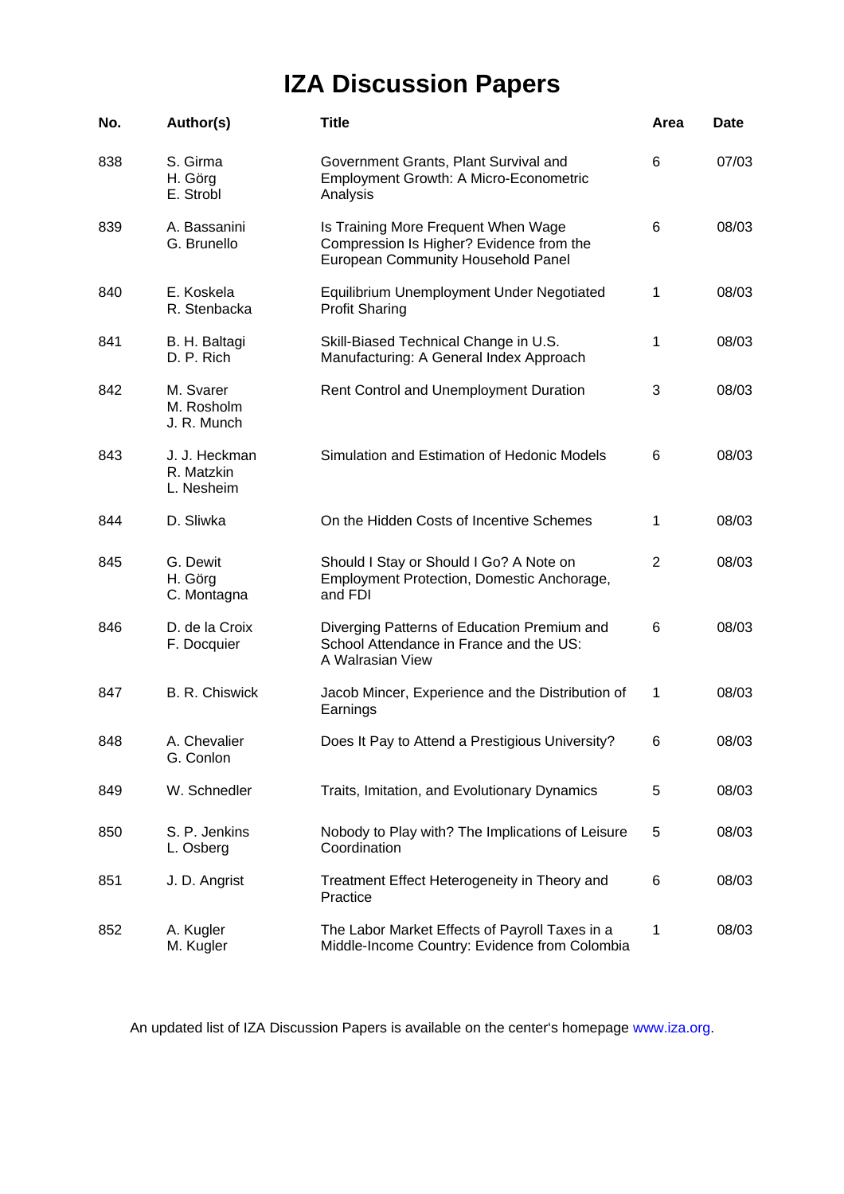# IZA Discussion Papers

| No. | Author(s) | Title | Area | Date |
|---|---|---|---|---|
| 838 | S. Girma<br>H. Görg<br>E. Strobl | Government Grants, Plant Survival and Employment Growth: A Micro-Econometric Analysis | 6 | 07/03 |
| 839 | A. Bassanini<br>G. Brunello | Is Training More Frequent When Wage Compression Is Higher? Evidence from the European Community Household Panel | 6 | 08/03 |
| 840 | E. Koskela<br>R. Stenbacka | Equilibrium Unemployment Under Negotiated Profit Sharing | 1 | 08/03 |
| 841 | B. H. Baltagi<br>D. P. Rich | Skill-Biased Technical Change in U.S. Manufacturing: A General Index Approach | 1 | 08/03 |
| 842 | M. Svarer<br>M. Rosholm<br>J. R. Munch | Rent Control and Unemployment Duration | 3 | 08/03 |
| 843 | J. J. Heckman<br>R. Matzkin<br>L. Nesheim | Simulation and Estimation of Hedonic Models | 6 | 08/03 |
| 844 | D. Sliwka | On the Hidden Costs of Incentive Schemes | 1 | 08/03 |
| 845 | G. Dewit<br>H. Görg<br>C. Montagna | Should I Stay or Should I Go? A Note on Employment Protection, Domestic Anchorage, and FDI | 2 | 08/03 |
| 846 | D. de la Croix<br>F. Docquier | Diverging Patterns of Education Premium and School Attendance in France and the US: A Walrasian View | 6 | 08/03 |
| 847 | B. R. Chiswick | Jacob Mincer, Experience and the Distribution of Earnings | 1 | 08/03 |
| 848 | A. Chevalier<br>G. Conlon | Does It Pay to Attend a Prestigious University? | 6 | 08/03 |
| 849 | W. Schnedler | Traits, Imitation, and Evolutionary Dynamics | 5 | 08/03 |
| 850 | S. P. Jenkins<br>L. Osberg | Nobody to Play with? The Implications of Leisure Coordination | 5 | 08/03 |
| 851 | J. D. Angrist | Treatment Effect Heterogeneity in Theory and Practice | 6 | 08/03 |
| 852 | A. Kugler<br>M. Kugler | The Labor Market Effects of Payroll Taxes in a Middle-Income Country: Evidence from Colombia | 1 | 08/03 |

An updated list of IZA Discussion Papers is available on the center's homepage www.iza.org.